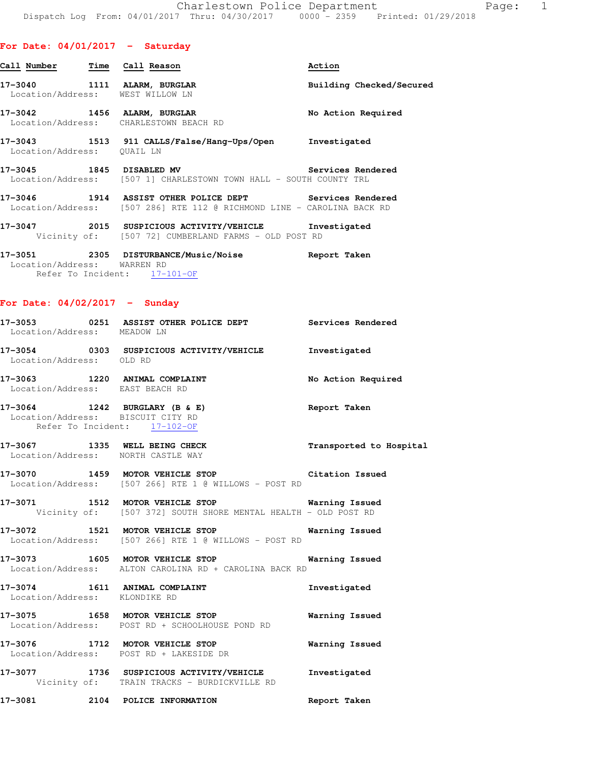Charlestown Police Department

Dispatch Log From: 04/01/2017 Thru: 04/30/2017 0000 - 2359 Printed: 01/29/2018

## For Date: 04/01/2017 - Saturday

| Call Number | Time | Call Reason | Action |
|---|---|---|---|
| 17-3040 | 1111 | ALARM, BURGLAR | Building Checked/Secured |
| | | Location/Address: WEST WILLOW LN | |
| 17-3042 | 1456 | ALARM, BURGLAR | No Action Required |
| | | Location/Address: CHARLESTOWN BEACH RD | |
| 17-3043 | 1513 | 911 CALLS/False/Hang-Ups/Open | Investigated |
| | | Location/Address: QUAIL LN | |
| 17-3045 | 1845 | DISABLED MV | Services Rendered |
| | | Location/Address: [507 1] CHARLESTOWN TOWN HALL - SOUTH COUNTY TRL | |
| 17-3046 | 1914 | ASSIST OTHER POLICE DEPT | Services Rendered |
| | | Location/Address: [507 286] RTE 112 @ RICHMOND LINE - CAROLINA BACK RD | |
| 17-3047 | 2015 | SUSPICIOUS ACTIVITY/VEHICLE | Investigated |
| | | Vicinity of: [507 72] CUMBERLAND FARMS - OLD POST RD | |
| 17-3051 | 2305 | DISTURBANCE/Music/Noise | Report Taken |
| | | Location/Address: WARREN RD | |
| | | Refer To Incident: 17-101-OF | |

## For Date: 04/02/2017 - Sunday

| Call Number | Time | Call Reason | Action |
|---|---|---|---|
| 17-3053 | 0251 | ASSIST OTHER POLICE DEPT | Services Rendered |
| | | Location/Address: MEADOW LN | |
| 17-3054 | 0303 | SUSPICIOUS ACTIVITY/VEHICLE | Investigated |
| | | Location/Address: OLD RD | |
| 17-3063 | 1220 | ANIMAL COMPLAINT | No Action Required |
| | | Location/Address: EAST BEACH RD | |
| 17-3064 | 1242 | BURGLARY (B & E) | Report Taken |
| | | Location/Address: BISCUIT CITY RD | |
| | | Refer To Incident: 17-102-OF | |
| 17-3067 | 1335 | WELL BEING CHECK | Transported to Hospital |
| | | Location/Address: NORTH CASTLE WAY | |
| 17-3070 | 1459 | MOTOR VEHICLE STOP | Citation Issued |
| | | Location/Address: [507 266] RTE 1 @ WILLOWS - POST RD | |
| 17-3071 | 1512 | MOTOR VEHICLE STOP | Warning Issued |
| | | Vicinity of: [507 372] SOUTH SHORE MENTAL HEALTH - OLD POST RD | |
| 17-3072 | 1521 | MOTOR VEHICLE STOP | Warning Issued |
| | | Location/Address: [507 266] RTE 1 @ WILLOWS - POST RD | |
| 17-3073 | 1605 | MOTOR VEHICLE STOP | Warning Issued |
| | | Location/Address: ALTON CAROLINA RD + CAROLINA BACK RD | |
| 17-3074 | 1611 | ANIMAL COMPLAINT | Investigated |
| | | Location/Address: KLONDIKE RD | |
| 17-3075 | 1658 | MOTOR VEHICLE STOP | Warning Issued |
| | | Location/Address: POST RD + SCHOOLHOUSE POND RD | |
| 17-3076 | 1712 | MOTOR VEHICLE STOP | Warning Issued |
| | | Location/Address: POST RD + LAKESIDE DR | |
| 17-3077 | 1736 | SUSPICIOUS ACTIVITY/VEHICLE | Investigated |
| | | Vicinity of: TRAIN TRACKS - BURDICKVILLE RD | |
| 17-3081 | 2104 | POLICE INFORMATION | Report Taken |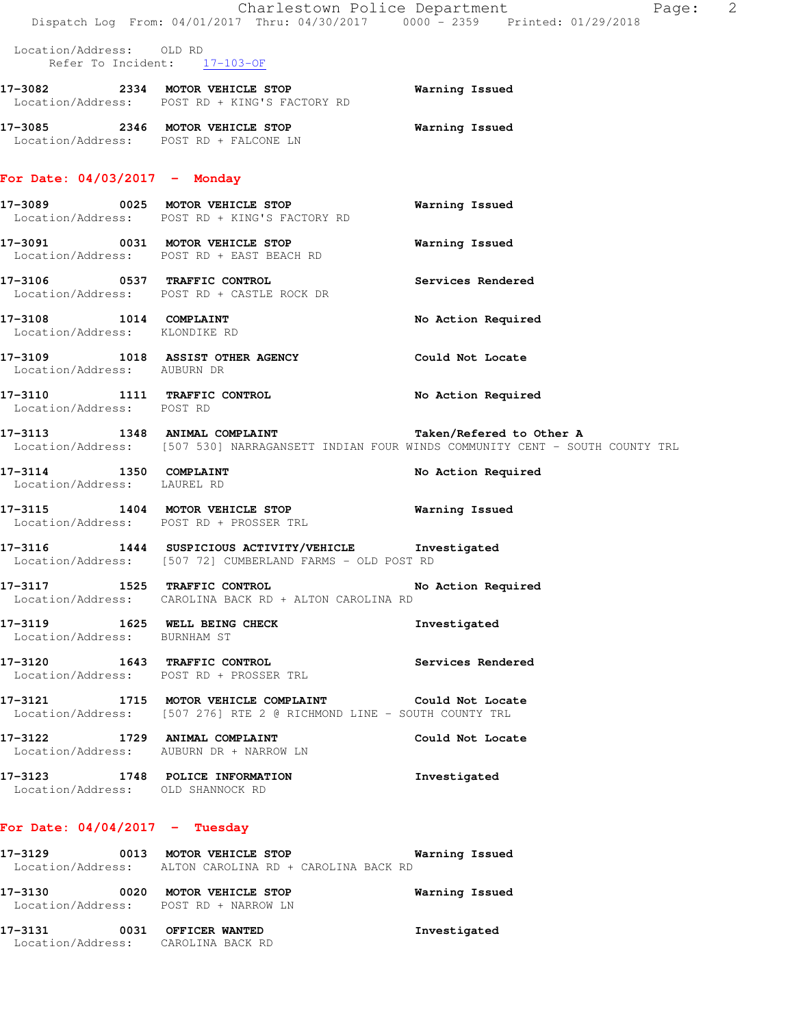Location/Address: OLD RD
Refer To Incident: 17-103-OF

**17-3082** 2334 **MOTOR VEHICLE STOP** Warning Issued
Location/Address: POST RD + KING'S FACTORY RD

**17-3085** 2346 **MOTOR VEHICLE STOP** Warning Issued
Location/Address: POST RD + FALCONE LN

## For Date: 04/03/2017 - Monday

**17-3089** 0025 **MOTOR VEHICLE STOP** Warning Issued
Location/Address: POST RD + KING'S FACTORY RD

**17-3091** 0031 **MOTOR VEHICLE STOP** Warning Issued
Location/Address: POST RD + EAST BEACH RD

**17-3106** 0537 **TRAFFIC CONTROL** Services Rendered
Location/Address: POST RD + CASTLE ROCK DR

**17-3108** 1014 **COMPLAINT** No Action Required
Location/Address: KLONDIKE RD

**17-3109** 1018 **ASSIST OTHER AGENCY** Could Not Locate
Location/Address: AUBURN DR

**17-3110** 1111 **TRAFFIC CONTROL** No Action Required
Location/Address: POST RD

**17-3113** 1348 **ANIMAL COMPLAINT** Taken/Refered to Other A
Location/Address: [507 530] NARRAGANSETT INDIAN FOUR WINDS COMMUNITY CENT - SOUTH COUNTY TRL

**17-3114** 1350 **COMPLAINT** No Action Required
Location/Address: LAUREL RD

**17-3115** 1404 **MOTOR VEHICLE STOP** Warning Issued
Location/Address: POST RD + PROSSER TRL

**17-3116** 1444 **SUSPICIOUS ACTIVITY/VEHICLE** Investigated
Location/Address: [507 72] CUMBERLAND FARMS - OLD POST RD

**17-3117** 1525 **TRAFFIC CONTROL** No Action Required
Location/Address: CAROLINA BACK RD + ALTON CAROLINA RD

**17-3119** 1625 **WELL BEING CHECK** Investigated
Location/Address: BURNHAM ST

**17-3120** 1643 **TRAFFIC CONTROL** Services Rendered
Location/Address: POST RD + PROSSER TRL

**17-3121** 1715 **MOTOR VEHICLE COMPLAINT** Could Not Locate
Location/Address: [507 276] RTE 2 @ RICHMOND LINE - SOUTH COUNTY TRL

**17-3122** 1729 **ANIMAL COMPLAINT** Could Not Locate
Location/Address: AUBURN DR + NARROW LN

**17-3123** 1748 **POLICE INFORMATION** Investigated
Location/Address: OLD SHANNOCK RD

## For Date: 04/04/2017 - Tuesday

**17-3129** 0013 **MOTOR VEHICLE STOP** Warning Issued
Location/Address: ALTON CAROLINA RD + CAROLINA BACK RD

**17-3130** 0020 **MOTOR VEHICLE STOP** Warning Issued
Location/Address: POST RD + NARROW LN

**17-3131** 0031 **OFFICER WANTED** Investigated
Location/Address: CAROLINA BACK RD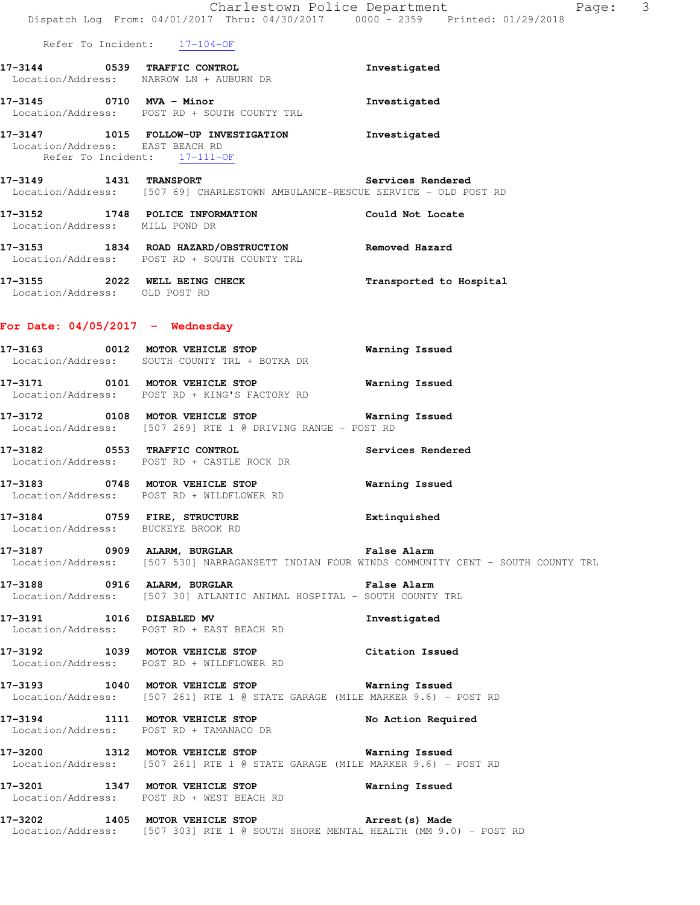Refer To Incident: 17-104-OF

**17-3144 0539 TRAFFIC CONTROL** Investigated
Location/Address: NARROW LN + AUBURN DR

**17-3145 0710 MVA - Minor** Investigated
Location/Address: POST RD + SOUTH COUNTY TRL

**17-3147 1015 FOLLOW-UP INVESTIGATION** Investigated
Location/Address: EAST BEACH RD
Refer To Incident: 17-111-OF

**17-3149 1431 TRANSPORT** Services Rendered
Location/Address: [507 69] CHARLESTOWN AMBULANCE-RESCUE SERVICE - OLD POST RD

**17-3152 1748 POLICE INFORMATION** Could Not Locate
Location/Address: MILL POND DR

**17-3153 1834 ROAD HAZARD/OBSTRUCTION** Removed Hazard
Location/Address: POST RD + SOUTH COUNTY TRL

**17-3155 2022 WELL BEING CHECK** Transported to Hospital
Location/Address: OLD POST RD

## For Date: 04/05/2017 - Wednesday

**17-3163 0012 MOTOR VEHICLE STOP** Warning Issued
Location/Address: SOUTH COUNTY TRL + BOTKA DR

**17-3171 0101 MOTOR VEHICLE STOP** Warning Issued
Location/Address: POST RD + KING'S FACTORY RD

**17-3172 0108 MOTOR VEHICLE STOP** Warning Issued
Location/Address: [507 269] RTE 1 @ DRIVING RANGE - POST RD

**17-3182 0553 TRAFFIC CONTROL** Services Rendered
Location/Address: POST RD + CASTLE ROCK DR

**17-3183 0748 MOTOR VEHICLE STOP** Warning Issued
Location/Address: POST RD + WILDFLOWER RD

**17-3184 0759 FIRE, STRUCTURE** Extinquished
Location/Address: BUCKEYE BROOK RD

**17-3187 0909 ALARM, BURGLAR** False Alarm
Location/Address: [507 530] NARRAGANSETT INDIAN FOUR WINDS COMMUNITY CENT - SOUTH COUNTY TRL

**17-3188 0916 ALARM, BURGLAR** False Alarm
Location/Address: [507 30] ATLANTIC ANIMAL HOSPITAL - SOUTH COUNTY TRL

**17-3191 1016 DISABLED MV** Investigated
Location/Address: POST RD + EAST BEACH RD

**17-3192 1039 MOTOR VEHICLE STOP** Citation Issued
Location/Address: POST RD + WILDFLOWER RD

**17-3193 1040 MOTOR VEHICLE STOP** Warning Issued
Location/Address: [507 261] RTE 1 @ STATE GARAGE (MILE MARKER 9.6) - POST RD

**17-3194 1111 MOTOR VEHICLE STOP** No Action Required
Location/Address: POST RD + TAMANACO DR

**17-3200 1312 MOTOR VEHICLE STOP** Warning Issued
Location/Address: [507 261] RTE 1 @ STATE GARAGE (MILE MARKER 9.6) - POST RD

**17-3201 1347 MOTOR VEHICLE STOP** Warning Issued
Location/Address: POST RD + WEST BEACH RD

**17-3202 1405 MOTOR VEHICLE STOP** Arrest(s) Made
Location/Address: [507 303] RTE 1 @ SOUTH SHORE MENTAL HEALTH (MM 9.0) - POST RD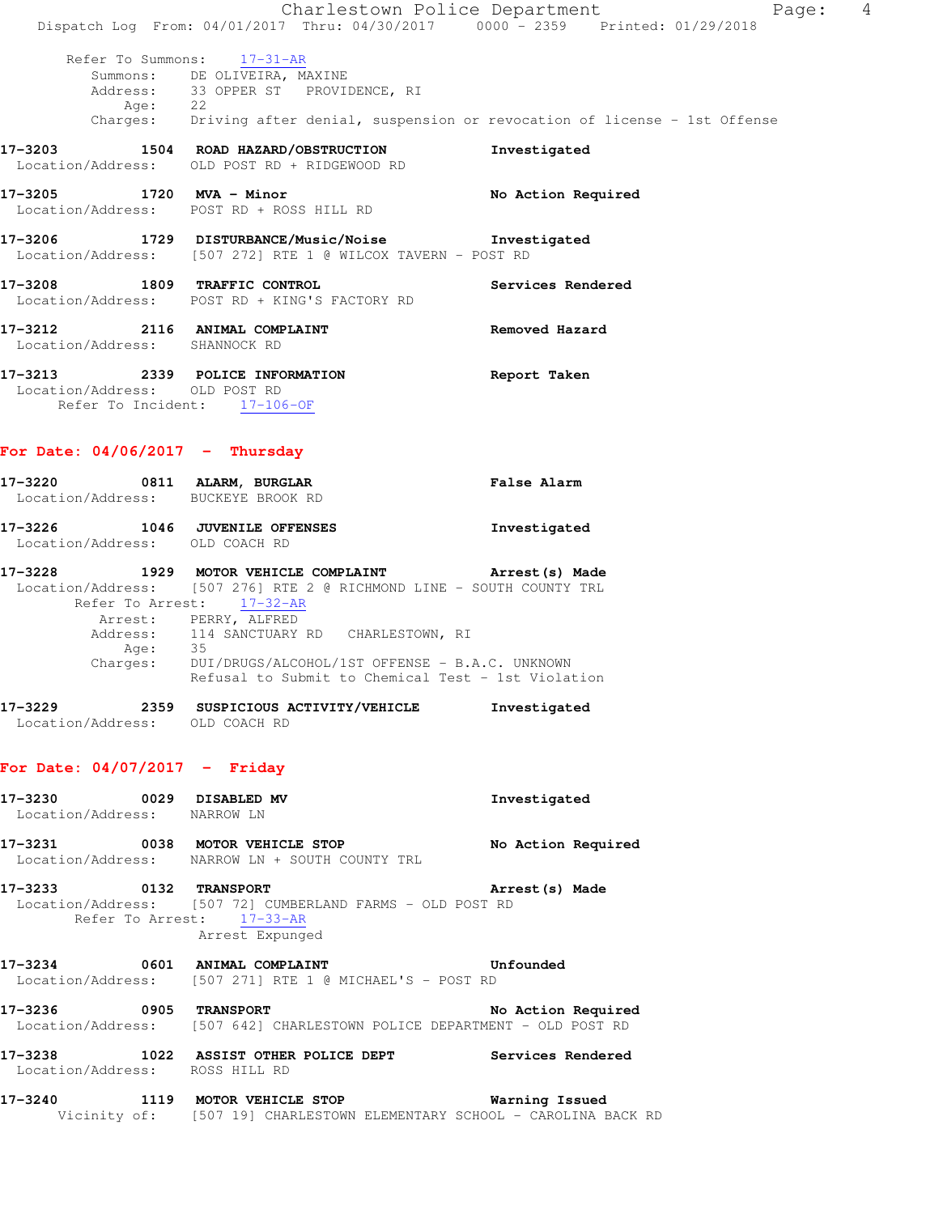Refer To Summons: 17-31-AR
Summons: DE OLIVEIRA, MAXINE
Address: 33 OPPER ST PROVIDENCE, RI
Age: 22
Charges: Driving after denial, suspension or revocation of license - 1st Offense

**17-3203 1504 ROAD HAZARD/OBSTRUCTION** Investigated
Location/Address: OLD POST RD + RIDGEWOOD RD

**17-3205 1720 MVA - Minor** No Action Required
Location/Address: POST RD + ROSS HILL RD

**17-3206 1729 DISTURBANCE/Music/Noise** Investigated
Location/Address: [507 272] RTE 1 @ WILCOX TAVERN - POST RD

**17-3208 1809 TRAFFIC CONTROL** Services Rendered
Location/Address: POST RD + KING'S FACTORY RD

**17-3212 2116 ANIMAL COMPLAINT** Removed Hazard
Location/Address: SHANNOCK RD

**17-3213 2339 POLICE INFORMATION** Report Taken
Location/Address: OLD POST RD
Refer To Incident: 17-106-OF

## For Date: 04/06/2017 - Thursday

**17-3220 0811 ALARM, BURGLAR** False Alarm
Location/Address: BUCKEYE BROOK RD

**17-3226 1046 JUVENILE OFFENSES** Investigated
Location/Address: OLD COACH RD

**17-3228 1929 MOTOR VEHICLE COMPLAINT** Arrest(s) Made
Location/Address: [507 276] RTE 2 @ RICHMOND LINE - SOUTH COUNTY TRL
Refer To Arrest: 17-32-AR
Arrest: PERRY, ALFRED
Address: 114 SANCTUARY RD CHARLESTOWN, RI
Age: 35
Charges: DUI/DRUGS/ALCOHOL/1ST OFFENSE - B.A.C. UNKNOWN
Refusal to Submit to Chemical Test - 1st Violation

**17-3229 2359 SUSPICIOUS ACTIVITY/VEHICLE** Investigated
Location/Address: OLD COACH RD

## For Date: 04/07/2017 - Friday

**17-3230 0029 DISABLED MV** Investigated
Location/Address: NARROW LN

**17-3231 0038 MOTOR VEHICLE STOP** No Action Required
Location/Address: NARROW LN + SOUTH COUNTY TRL

**17-3233 0132 TRANSPORT** Arrest(s) Made
Location/Address: [507 72] CUMBERLAND FARMS - OLD POST RD
Refer To Arrest: 17-33-AR
Arrest Expunged

**17-3234 0601 ANIMAL COMPLAINT** Unfounded
Location/Address: [507 271] RTE 1 @ MICHAEL'S - POST RD

**17-3236 0905 TRANSPORT** No Action Required
Location/Address: [507 642] CHARLESTOWN POLICE DEPARTMENT - OLD POST RD

**17-3238 1022 ASSIST OTHER POLICE DEPT** Services Rendered
Location/Address: ROSS HILL RD

**17-3240 1119 MOTOR VEHICLE STOP** Warning Issued
Vicinity of: [507 19] CHARLESTOWN ELEMENTARY SCHOOL - CAROLINA BACK RD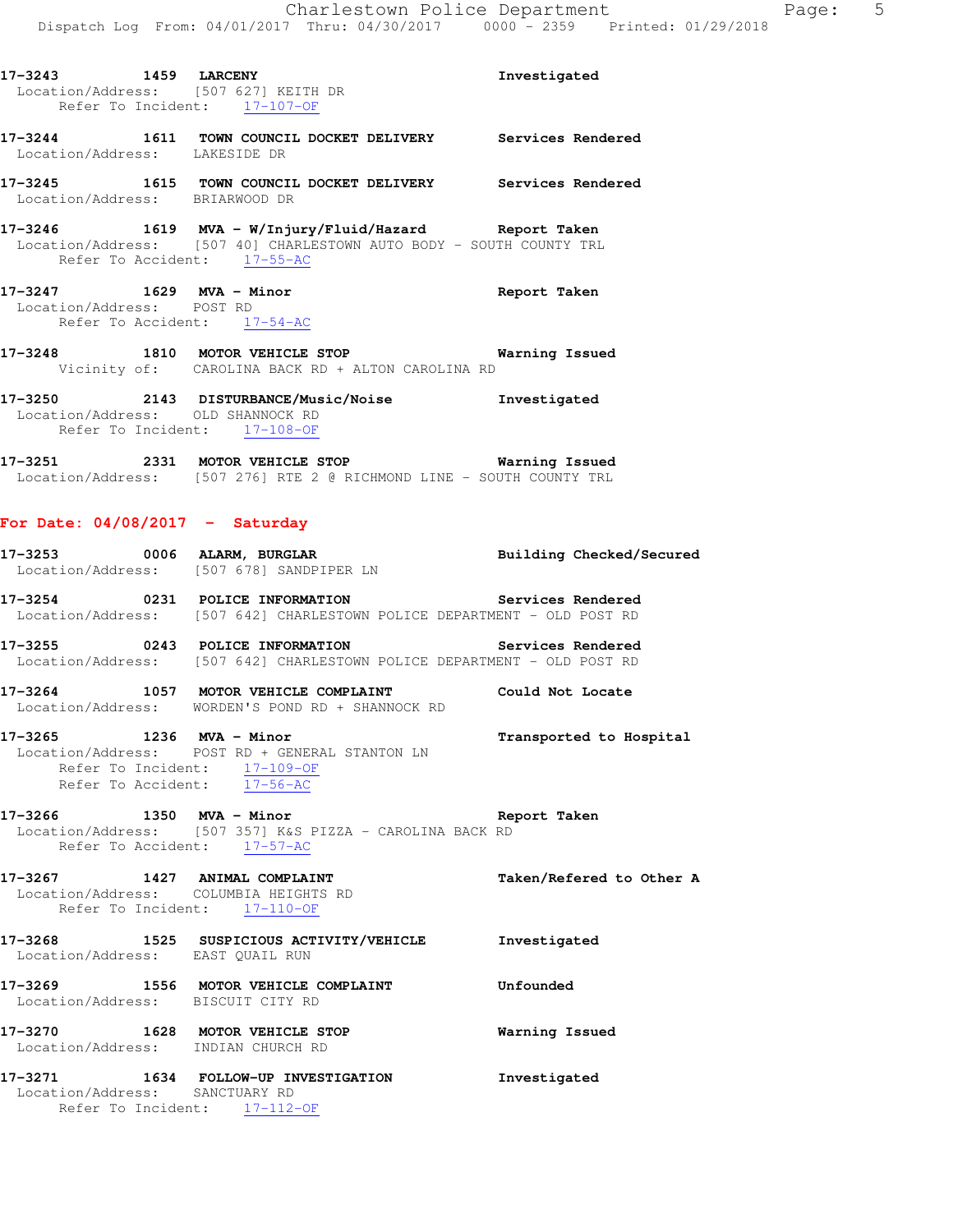**17-3243 1459 LARCENY** **Investigated**
Location/Address: [507 627] KEITH DR
Refer To Incident: 17-107-OF

**17-3244 1611 TOWN COUNCIL DOCKET DELIVERY** **Services Rendered**
Location/Address: LAKESIDE DR

**17-3245 1615 TOWN COUNCIL DOCKET DELIVERY** **Services Rendered**
Location/Address: BRIARWOOD DR

**17-3246 1619 MVA - W/Injury/Fluid/Hazard** **Report Taken**
Location/Address: [507 40] CHARLESTOWN AUTO BODY - SOUTH COUNTY TRL
Refer To Accident: 17-55-AC

**17-3247 1629 MVA - Minor** **Report Taken**
Location/Address: POST RD
Refer To Accident: 17-54-AC

**17-3248 1810 MOTOR VEHICLE STOP** **Warning Issued**
Vicinity of: CAROLINA BACK RD + ALTON CAROLINA RD

**17-3250 2143 DISTURBANCE/Music/Noise** **Investigated**
Location/Address: OLD SHANNOCK RD
Refer To Incident: 17-108-OF

**17-3251 2331 MOTOR VEHICLE STOP** **Warning Issued**
Location/Address: [507 276] RTE 2 @ RICHMOND LINE - SOUTH COUNTY TRL

## For Date: 04/08/2017 - Saturday

**17-3253 0006 ALARM, BURGLAR** **Building Checked/Secured**
Location/Address: [507 678] SANDPIPER LN

**17-3254 0231 POLICE INFORMATION** **Services Rendered**
Location/Address: [507 642] CHARLESTOWN POLICE DEPARTMENT - OLD POST RD

**17-3255 0243 POLICE INFORMATION** **Services Rendered**
Location/Address: [507 642] CHARLESTOWN POLICE DEPARTMENT - OLD POST RD

**17-3264 1057 MOTOR VEHICLE COMPLAINT** **Could Not Locate**
Location/Address: WORDEN'S POND RD + SHANNOCK RD

**17-3265 1236 MVA - Minor** **Transported to Hospital**
Location/Address: POST RD + GENERAL STANTON LN
Refer To Incident: 17-109-OF
Refer To Accident: 17-56-AC

**17-3266 1350 MVA - Minor** **Report Taken**
Location/Address: [507 357] K&S PIZZA - CAROLINA BACK RD
Refer To Accident: 17-57-AC

**17-3267 1427 ANIMAL COMPLAINT** **Taken/Refered to Other A**
Location/Address: COLUMBIA HEIGHTS RD
Refer To Incident: 17-110-OF

**17-3268 1525 SUSPICIOUS ACTIVITY/VEHICLE** **Investigated**
Location/Address: EAST QUAIL RUN

**17-3269 1556 MOTOR VEHICLE COMPLAINT** **Unfounded**
Location/Address: BISCUIT CITY RD

**17-3270 1628 MOTOR VEHICLE STOP** **Warning Issued**
Location/Address: INDIAN CHURCH RD

**17-3271 1634 FOLLOW-UP INVESTIGATION** **Investigated**
Location/Address: SANCTUARY RD
Refer To Incident: 17-112-OF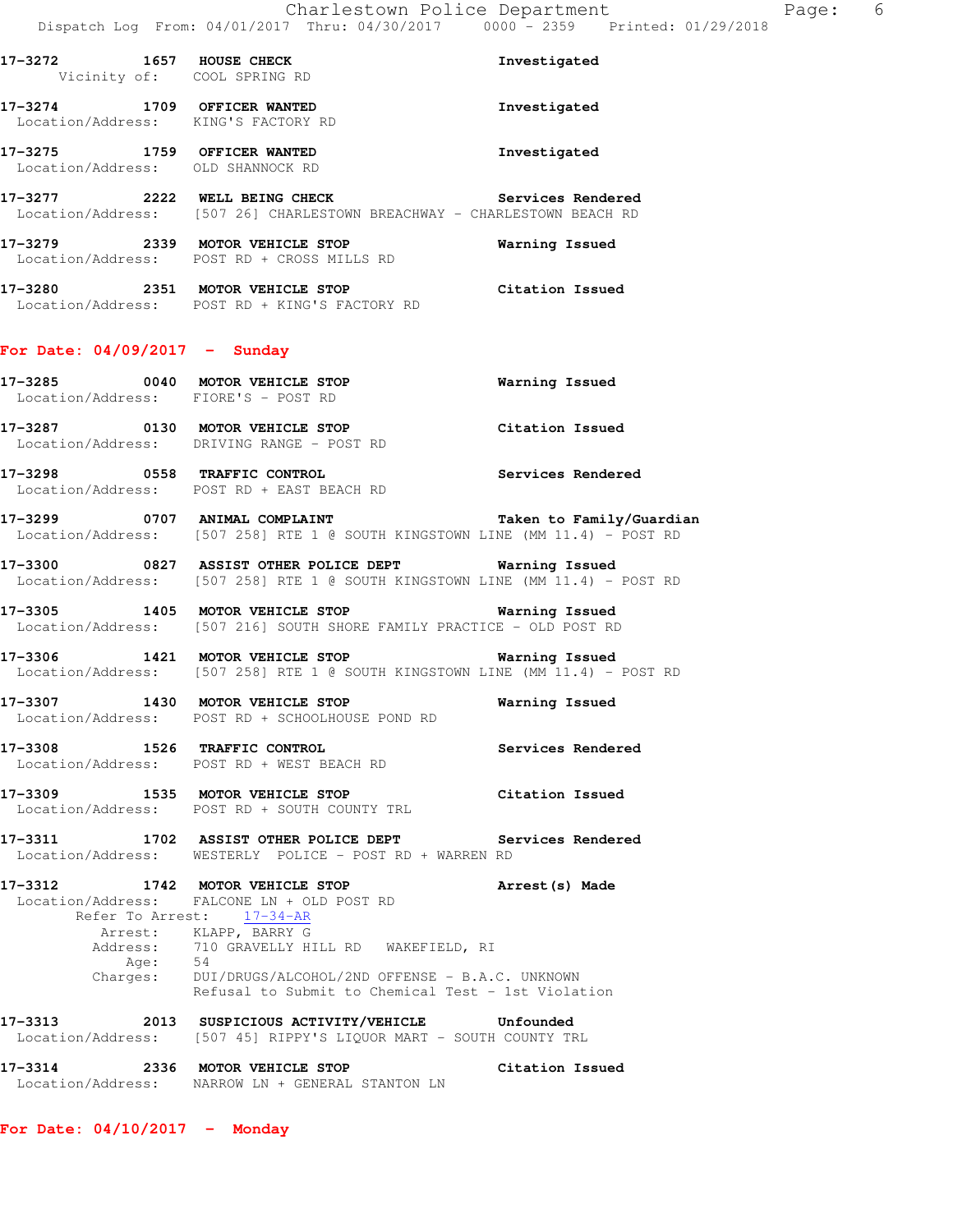17-3272 1657 HOUSE CHECK Investigated
Vicinity of: COOL SPRING RD

17-3274 1709 OFFICER WANTED Investigated
Location/Address: KING'S FACTORY RD

17-3275 1759 OFFICER WANTED Investigated
Location/Address: OLD SHANNOCK RD

17-3277 2222 WELL BEING CHECK Services Rendered
Location/Address: [507 26] CHARLESTOWN BREACHWAY - CHARLESTOWN BEACH RD

17-3279 2339 MOTOR VEHICLE STOP Warning Issued
Location/Address: POST RD + CROSS MILLS RD

17-3280 2351 MOTOR VEHICLE STOP Citation Issued
Location/Address: POST RD + KING'S FACTORY RD

## For Date: 04/09/2017 - Sunday

17-3285 0040 MOTOR VEHICLE STOP Warning Issued
Location/Address: FIORE'S - POST RD

17-3287 0130 MOTOR VEHICLE STOP Citation Issued
Location/Address: DRIVING RANGE - POST RD

17-3298 0558 TRAFFIC CONTROL Services Rendered
Location/Address: POST RD + EAST BEACH RD

17-3299 0707 ANIMAL COMPLAINT Taken to Family/Guardian
Location/Address: [507 258] RTE 1 @ SOUTH KINGSTOWN LINE (MM 11.4) - POST RD

17-3300 0827 ASSIST OTHER POLICE DEPT Warning Issued
Location/Address: [507 258] RTE 1 @ SOUTH KINGSTOWN LINE (MM 11.4) - POST RD

17-3305 1405 MOTOR VEHICLE STOP Warning Issued
Location/Address: [507 216] SOUTH SHORE FAMILY PRACTICE - OLD POST RD

17-3306 1421 MOTOR VEHICLE STOP Warning Issued
Location/Address: [507 258] RTE 1 @ SOUTH KINGSTOWN LINE (MM 11.4) - POST RD

17-3307 1430 MOTOR VEHICLE STOP Warning Issued
Location/Address: POST RD + SCHOOLHOUSE POND RD

17-3308 1526 TRAFFIC CONTROL Services Rendered
Location/Address: POST RD + WEST BEACH RD

17-3309 1535 MOTOR VEHICLE STOP Citation Issued
Location/Address: POST RD + SOUTH COUNTY TRL

17-3311 1702 ASSIST OTHER POLICE DEPT Services Rendered
Location/Address: WESTERLY POLICE - POST RD + WARREN RD

17-3312 1742 MOTOR VEHICLE STOP Arrest(s) Made
Location/Address: FALCONE LN + OLD POST RD
Refer To Arrest: 17-34-AR
Arrest: KLAPP, BARRY G
Address: 710 GRAVELLY HILL RD WAKEFIELD, RI
Age: 54
Charges: DUI/DRUGS/ALCOHOL/2ND OFFENSE - B.A.C. UNKNOWN
Refusal to Submit to Chemical Test - 1st Violation

17-3313 2013 SUSPICIOUS ACTIVITY/VEHICLE Unfounded
Location/Address: [507 45] RIPPY'S LIQUOR MART - SOUTH COUNTY TRL

17-3314 2336 MOTOR VEHICLE STOP Citation Issued
Location/Address: NARROW LN + GENERAL STANTON LN

## For Date: 04/10/2017 - Monday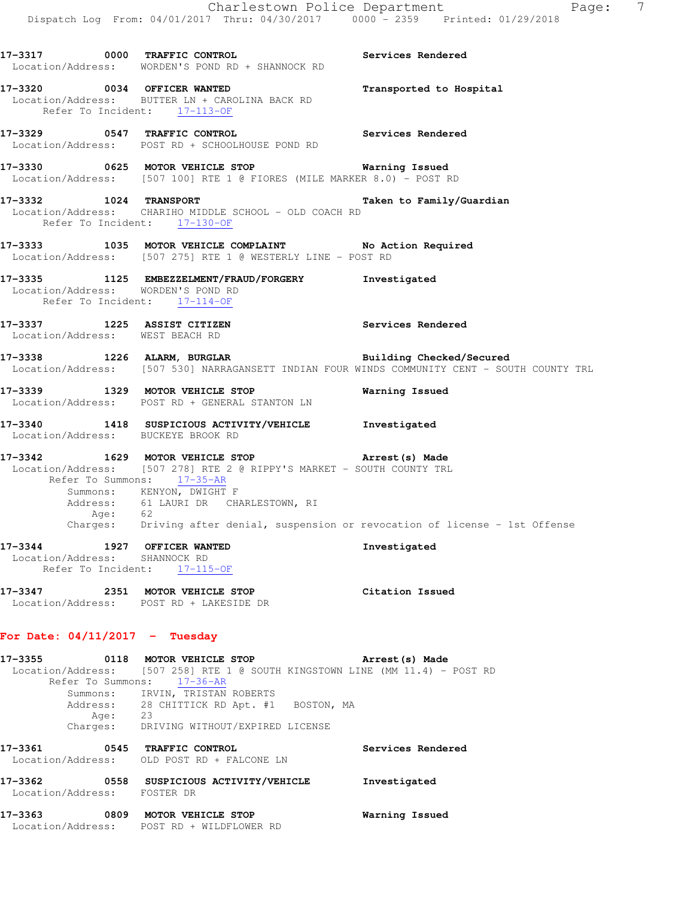17-3317 0000 TRAFFIC CONTROL Services Rendered
Location/Address: WORDEN'S POND RD + SHANNOCK RD

17-3320 0034 OFFICER WANTED Transported to Hospital
Location/Address: BUTTER LN + CAROLINA BACK RD
Refer To Incident: 17-113-OF

17-3329 0547 TRAFFIC CONTROL Services Rendered
Location/Address: POST RD + SCHOOLHOUSE POND RD

17-3330 0625 MOTOR VEHICLE STOP Warning Issued
Location/Address: [507 100] RTE 1 @ FIORES (MILE MARKER 8.0) - POST RD

17-3332 1024 TRANSPORT Taken to Family/Guardian
Location/Address: CHARIHO MIDDLE SCHOOL - OLD COACH RD
Refer To Incident: 17-130-OF

17-3333 1035 MOTOR VEHICLE COMPLAINT No Action Required
Location/Address: [507 275] RTE 1 @ WESTERLY LINE - POST RD

17-3335 1125 EMBEZZELMENT/FRAUD/FORGERY Investigated
Location/Address: WORDEN'S POND RD
Refer To Incident: 17-114-OF

17-3337 1225 ASSIST CITIZEN Services Rendered
Location/Address: WEST BEACH RD

17-3338 1226 ALARM, BURGLAR Building Checked/Secured
Location/Address: [507 530] NARRAGANSETT INDIAN FOUR WINDS COMMUNITY CENT - SOUTH COUNTY TRL

17-3339 1329 MOTOR VEHICLE STOP Warning Issued
Location/Address: POST RD + GENERAL STANTON LN

17-3340 1418 SUSPICIOUS ACTIVITY/VEHICLE Investigated
Location/Address: BUCKEYE BROOK RD

17-3342 1629 MOTOR VEHICLE STOP Arrest(s) Made
Location/Address: [507 278] RTE 2 @ RIPPY'S MARKET - SOUTH COUNTY TRL
Refer To Summons: 17-35-AR
Summons: KENYON, DWIGHT F
Address: 61 LAURI DR CHARLESTOWN, RI
Age: 62
Charges: Driving after denial, suspension or revocation of license - 1st Offense

17-3344 1927 OFFICER WANTED Investigated
Location/Address: SHANNOCK RD
Refer To Incident: 17-115-OF

17-3347 2351 MOTOR VEHICLE STOP Citation Issued
Location/Address: POST RD + LAKESIDE DR

## For Date: 04/11/2017 - Tuesday

17-3355 0118 MOTOR VEHICLE STOP Arrest(s) Made
Location/Address: [507 258] RTE 1 @ SOUTH KINGSTOWN LINE (MM 11.4) - POST RD
Refer To Summons: 17-36-AR
Summons: IRVIN, TRISTAN ROBERTS
Address: 28 CHITTICK RD Apt. #1 BOSTON, MA
Age: 23
Charges: DRIVING WITHOUT/EXPIRED LICENSE

17-3361 0545 TRAFFIC CONTROL Services Rendered
Location/Address: OLD POST RD + FALCONE LN

17-3362 0558 SUSPICIOUS ACTIVITY/VEHICLE Investigated
Location/Address: FOSTER DR

17-3363 0809 MOTOR VEHICLE STOP Warning Issued
Location/Address: POST RD + WILDFLOWER RD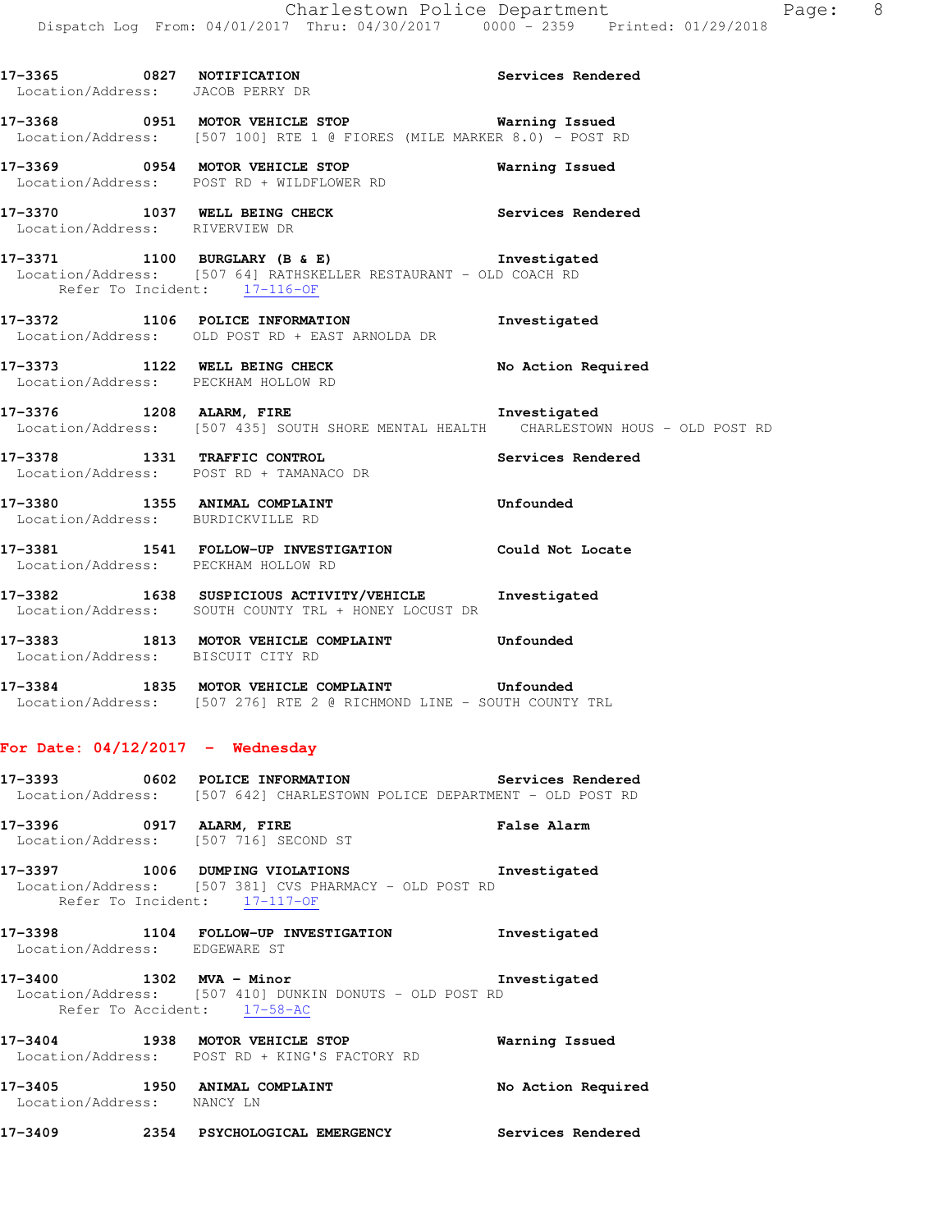**17-3365** 0827 **NOTIFICATION** Services Rendered
Location/Address: JACOB PERRY DR

**17-3368** 0951 **MOTOR VEHICLE STOP** Warning Issued
Location/Address: [507 100] RTE 1 @ FIORES (MILE MARKER 8.0) - POST RD

**17-3369** 0954 **MOTOR VEHICLE STOP** Warning Issued
Location/Address: POST RD + WILDFLOWER RD

**17-3370** 1037 **WELL BEING CHECK** Services Rendered
Location/Address: RIVERVIEW DR

**17-3371** 1100 **BURGLARY (B & E)** Investigated
Location/Address: [507 64] RATHSKELLER RESTAURANT - OLD COACH RD
Refer To Incident: 17-116-OF

**17-3372** 1106 **POLICE INFORMATION** Investigated
Location/Address: OLD POST RD + EAST ARNOLDA DR

**17-3373** 1122 **WELL BEING CHECK** No Action Required
Location/Address: PECKHAM HOLLOW RD

**17-3376** 1208 **ALARM, FIRE** Investigated
Location/Address: [507 435] SOUTH SHORE MENTAL HEALTH CHARLESTOWN HOUS - OLD POST RD

**17-3378** 1331 **TRAFFIC CONTROL** Services Rendered
Location/Address: POST RD + TAMANACO DR

**17-3380** 1355 **ANIMAL COMPLAINT** Unfounded
Location/Address: BURDICKVILLE RD

**17-3381** 1541 **FOLLOW-UP INVESTIGATION** Could Not Locate
Location/Address: PECKHAM HOLLOW RD

**17-3382** 1638 **SUSPICIOUS ACTIVITY/VEHICLE** Investigated
Location/Address: SOUTH COUNTY TRL + HONEY LOCUST DR

**17-3383** 1813 **MOTOR VEHICLE COMPLAINT** Unfounded
Location/Address: BISCUIT CITY RD

**17-3384** 1835 **MOTOR VEHICLE COMPLAINT** Unfounded
Location/Address: [507 276] RTE 2 @ RICHMOND LINE - SOUTH COUNTY TRL

## For Date: 04/12/2017 - Wednesday

**17-3393** 0602 **POLICE INFORMATION** Services Rendered
Location/Address: [507 642] CHARLESTOWN POLICE DEPARTMENT - OLD POST RD

**17-3396** 0917 **ALARM, FIRE** False Alarm
Location/Address: [507 716] SECOND ST

**17-3397** 1006 **DUMPING VIOLATIONS** Investigated
Location/Address: [507 381] CVS PHARMACY - OLD POST RD
Refer To Incident: 17-117-OF

**17-3398** 1104 **FOLLOW-UP INVESTIGATION** Investigated
Location/Address: EDGEWARE ST

**17-3400** 1302 **MVA - Minor** Investigated
Location/Address: [507 410] DUNKIN DONUTS - OLD POST RD
Refer To Accident: 17-58-AC

**17-3404** 1938 **MOTOR VEHICLE STOP** Warning Issued
Location/Address: POST RD + KING'S FACTORY RD

**17-3405** 1950 **ANIMAL COMPLAINT** No Action Required
Location/Address: NANCY LN

**17-3409** 2354 **PSYCHOLOGICAL EMERGENCY** Services Rendered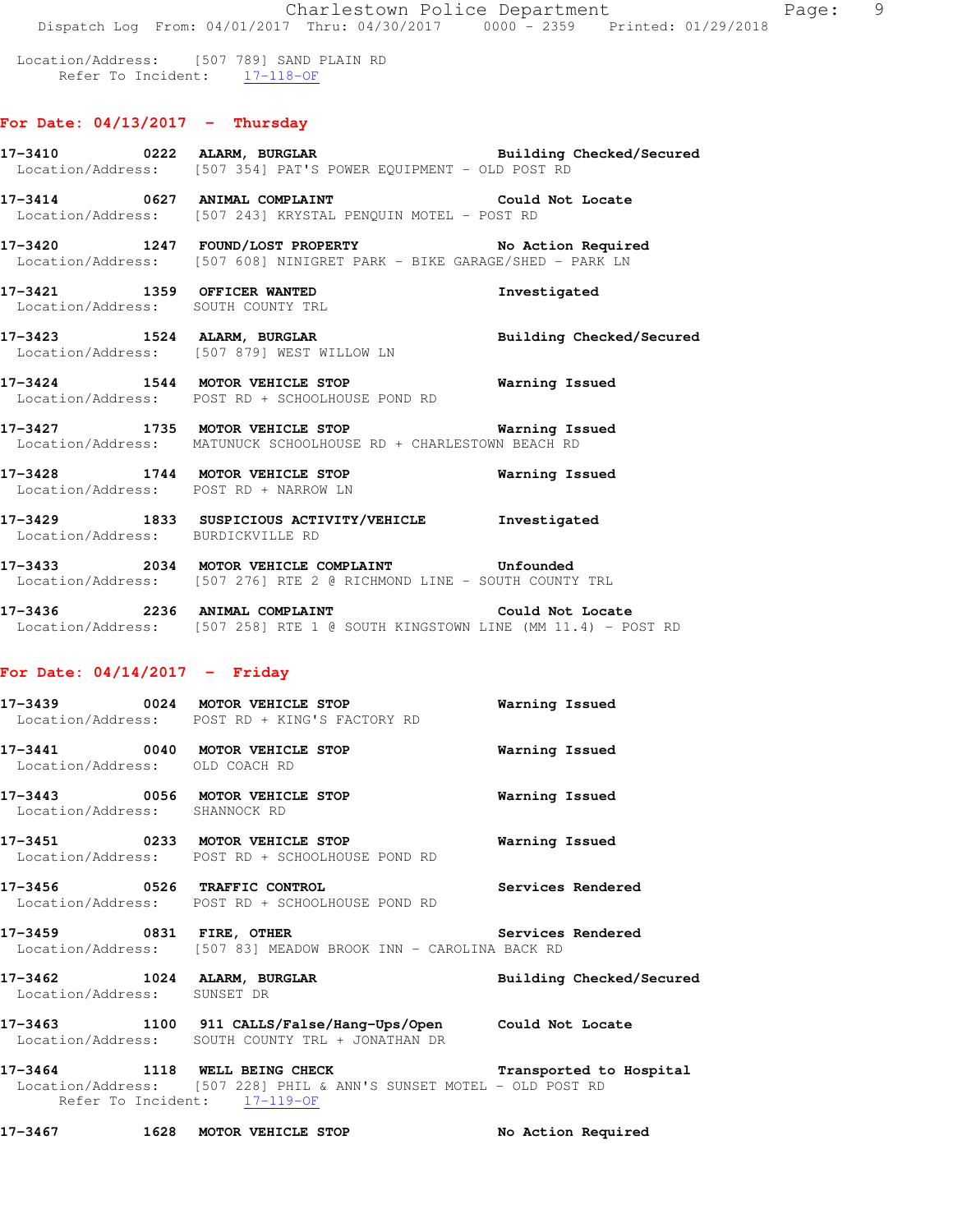Location/Address: [507 789] SAND PLAIN RD
Refer To Incident: 17-118-OF

## For Date: 04/13/2017 - Thursday

**17-3410 0222 ALARM, BURGLAR** Building Checked/Secured
Location/Address: [507 354] PAT'S POWER EQUIPMENT - OLD POST RD

**17-3414 0627 ANIMAL COMPLAINT** Could Not Locate
Location/Address: [507 243] KRYSTAL PENQUIN MOTEL - POST RD

**17-3420 1247 FOUND/LOST PROPERTY** No Action Required
Location/Address: [507 608] NINIGRET PARK - BIKE GARAGE/SHED - PARK LN

**17-3421 1359 OFFICER WANTED** Investigated
Location/Address: SOUTH COUNTY TRL

**17-3423 1524 ALARM, BURGLAR** Building Checked/Secured
Location/Address: [507 879] WEST WILLOW LN

**17-3424 1544 MOTOR VEHICLE STOP** Warning Issued
Location/Address: POST RD + SCHOOLHOUSE POND RD

**17-3427 1735 MOTOR VEHICLE STOP** Warning Issued
Location/Address: MATUNUCK SCHOOLHOUSE RD + CHARLESTOWN BEACH RD

**17-3428 1744 MOTOR VEHICLE STOP** Warning Issued
Location/Address: POST RD + NARROW LN

**17-3429 1833 SUSPICIOUS ACTIVITY/VEHICLE** Investigated
Location/Address: BURDICKVILLE RD

**17-3433 2034 MOTOR VEHICLE COMPLAINT** Unfounded
Location/Address: [507 276] RTE 2 @ RICHMOND LINE - SOUTH COUNTY TRL

**17-3436 2236 ANIMAL COMPLAINT** Could Not Locate
Location/Address: [507 258] RTE 1 @ SOUTH KINGSTOWN LINE (MM 11.4) - POST RD

## For Date: 04/14/2017 - Friday

**17-3439 0024 MOTOR VEHICLE STOP** Warning Issued
Location/Address: POST RD + KING'S FACTORY RD

**17-3441 0040 MOTOR VEHICLE STOP** Warning Issued
Location/Address: OLD COACH RD

**17-3443 0056 MOTOR VEHICLE STOP** Warning Issued
Location/Address: SHANNOCK RD

**17-3451 0233 MOTOR VEHICLE STOP** Warning Issued
Location/Address: POST RD + SCHOOLHOUSE POND RD

**17-3456 0526 TRAFFIC CONTROL** Services Rendered
Location/Address: POST RD + SCHOOLHOUSE POND RD

**17-3459 0831 FIRE, OTHER** Services Rendered
Location/Address: [507 83] MEADOW BROOK INN - CAROLINA BACK RD

**17-3462 1024 ALARM, BURGLAR** Building Checked/Secured
Location/Address: SUNSET DR

**17-3463 1100 911 CALLS/False/Hang-Ups/Open** Could Not Locate
Location/Address: SOUTH COUNTY TRL + JONATHAN DR

**17-3464 1118 WELL BEING CHECK** Transported to Hospital
Location/Address: [507 228] PHIL & ANN'S SUNSET MOTEL - OLD POST RD
Refer To Incident: 17-119-OF

**17-3467 1628 MOTOR VEHICLE STOP** No Action Required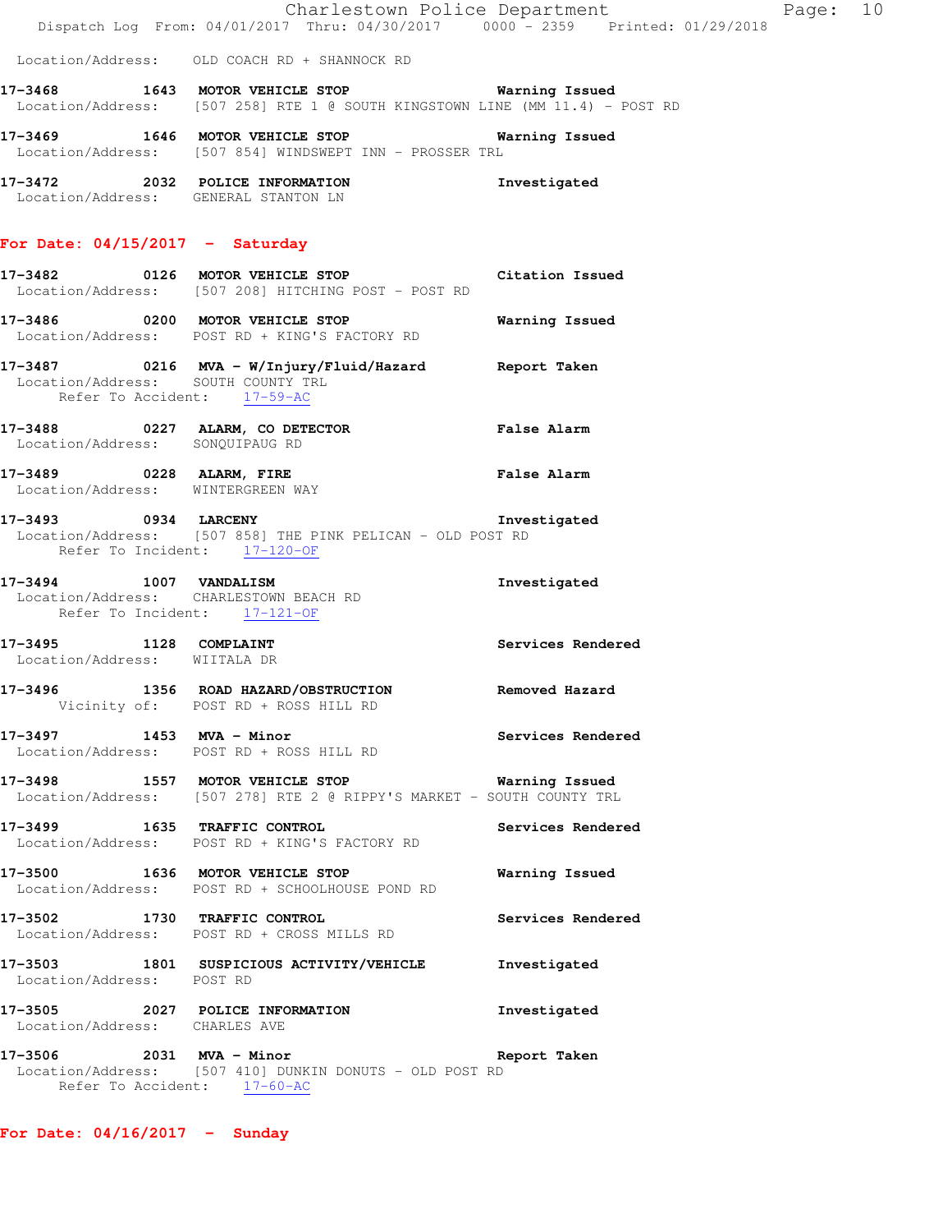Location/Address: OLD COACH RD + SHANNOCK RD

**17-3468 1643 MOTOR VEHICLE STOP** Warning Issued
Location/Address: [507 258] RTE 1 @ SOUTH KINGSTOWN LINE (MM 11.4) - POST RD

**17-3469 1646 MOTOR VEHICLE STOP** Warning Issued
Location/Address: [507 854] WINDSWEPT INN - PROSSER TRL

**17-3472 2032 POLICE INFORMATION** Investigated
Location/Address: GENERAL STANTON LN

## For Date: 04/15/2017 - Saturday

**17-3482 0126 MOTOR VEHICLE STOP** Citation Issued
Location/Address: [507 208] HITCHING POST - POST RD

**17-3486 0200 MOTOR VEHICLE STOP** Warning Issued
Location/Address: POST RD + KING'S FACTORY RD

**17-3487 0216 MVA - W/Injury/Fluid/Hazard** Report Taken
Location/Address: SOUTH COUNTY TRL
Refer To Accident: 17-59-AC

**17-3488 0227 ALARM, CO DETECTOR** False Alarm
Location/Address: SONQUIPAUG RD

**17-3489 0228 ALARM, FIRE** False Alarm
Location/Address: WINTERGREEN WAY

**17-3493 0934 LARCENY** Investigated
Location/Address: [507 858] THE PINK PELICAN - OLD POST RD
Refer To Incident: 17-120-OF

**17-3494 1007 VANDALISM** Investigated
Location/Address: CHARLESTOWN BEACH RD
Refer To Incident: 17-121-OF

**17-3495 1128 COMPLAINT** Services Rendered
Location/Address: WIITALA DR

**17-3496 1356 ROAD HAZARD/OBSTRUCTION** Removed Hazard
Vicinity of: POST RD + ROSS HILL RD

**17-3497 1453 MVA - Minor** Services Rendered
Location/Address: POST RD + ROSS HILL RD

**17-3498 1557 MOTOR VEHICLE STOP** Warning Issued
Location/Address: [507 278] RTE 2 @ RIPPY'S MARKET - SOUTH COUNTY TRL

**17-3499 1635 TRAFFIC CONTROL** Services Rendered
Location/Address: POST RD + KING'S FACTORY RD

**17-3500 1636 MOTOR VEHICLE STOP** Warning Issued
Location/Address: POST RD + SCHOOLHOUSE POND RD

**17-3502 1730 TRAFFIC CONTROL** Services Rendered
Location/Address: POST RD + CROSS MILLS RD

**17-3503 1801 SUSPICIOUS ACTIVITY/VEHICLE** Investigated
Location/Address: POST RD

**17-3505 2027 POLICE INFORMATION** Investigated
Location/Address: CHARLES AVE

**17-3506 2031 MVA - Minor** Report Taken
Location/Address: [507 410] DUNKIN DONUTS - OLD POST RD
Refer To Accident: 17-60-AC

## For Date: 04/16/2017 - Sunday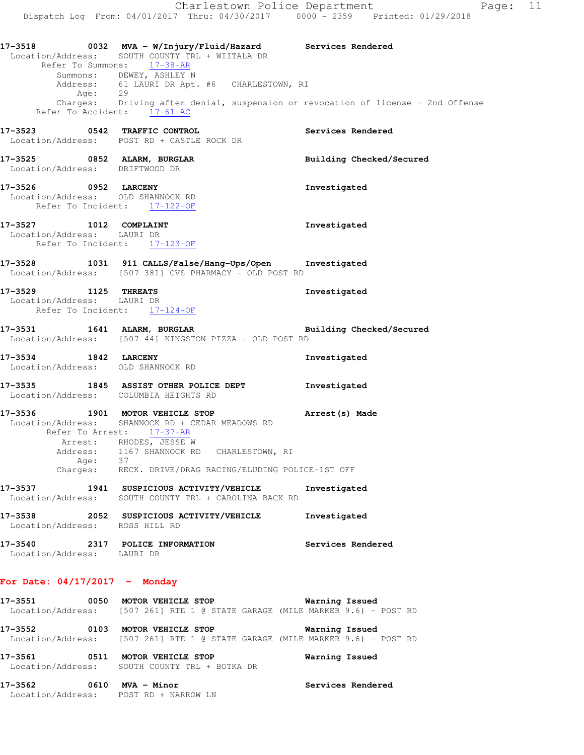17-3518 0032 **MVA - W/Injury/Fluid/Hazard** **Services Rendered**
Location/Address: SOUTH COUNTY TRL + WIITALA DR
Refer To Summons: 17-38-AR
Summons: DEWEY, ASHLEY N
Address: 61 LAURI DR Apt. #6 CHARLESTOWN, RI
Age: 29
Charges: Driving after denial, suspension or revocation of license - 2nd Offense
Refer To Accident: 17-61-AC

17-3523 0542 **TRAFFIC CONTROL** **Services Rendered**
Location/Address: POST RD + CASTLE ROCK DR

17-3525 0852 **ALARM, BURGLAR** **Building Checked/Secured**
Location/Address: DRIFTWOOD DR

17-3526 0952 **LARCENY** **Investigated**
Location/Address: OLD SHANNOCK RD
Refer To Incident: 17-122-OF

17-3527 1012 **COMPLAINT** **Investigated**
Location/Address: LAURI DR
Refer To Incident: 17-123-OF

17-3528 1031 **911 CALLS/False/Hang-Ups/Open** **Investigated**
Location/Address: [507 381] CVS PHARMACY - OLD POST RD

17-3529 1125 **THREATS** **Investigated**
Location/Address: LAURI DR
Refer To Incident: 17-124-OF

17-3531 1641 **ALARM, BURGLAR** **Building Checked/Secured**
Location/Address: [507 44] KINGSTON PIZZA - OLD POST RD

17-3534 1842 **LARCENY** **Investigated**
Location/Address: OLD SHANNOCK RD

17-3535 1845 **ASSIST OTHER POLICE DEPT** **Investigated**
Location/Address: COLUMBIA HEIGHTS RD

17-3536 1901 **MOTOR VEHICLE STOP** **Arrest(s) Made**
Location/Address: SHANNOCK RD + CEDAR MEADOWS RD
Refer To Arrest: 17-37-AR
Arrest: RHODES, JESSE W
Address: 1167 SHANNOCK RD CHARLESTOWN, RI
Age: 37
Charges: RECK. DRIVE/DRAG RACING/ELUDING POLICE-1ST OFF

17-3537 1941 **SUSPICIOUS ACTIVITY/VEHICLE** **Investigated**
Location/Address: SOUTH COUNTY TRL + CAROLINA BACK RD

17-3538 2052 **SUSPICIOUS ACTIVITY/VEHICLE** **Investigated**
Location/Address: ROSS HILL RD

17-3540 2317 **POLICE INFORMATION** **Services Rendered**
Location/Address: LAURI DR

## For Date: 04/17/2017 - Monday

17-3551 0050 **MOTOR VEHICLE STOP** **Warning Issued**
Location/Address: [507 261] RTE 1 @ STATE GARAGE (MILE MARKER 9.6) - POST RD

17-3552 0103 **MOTOR VEHICLE STOP** **Warning Issued**
Location/Address: [507 261] RTE 1 @ STATE GARAGE (MILE MARKER 9.6) - POST RD

17-3561 0511 **MOTOR VEHICLE STOP** **Warning Issued**
Location/Address: SOUTH COUNTY TRL + BOTKA DR

17-3562 0610 **MVA - Minor** **Services Rendered**
Location/Address: POST RD + NARROW LN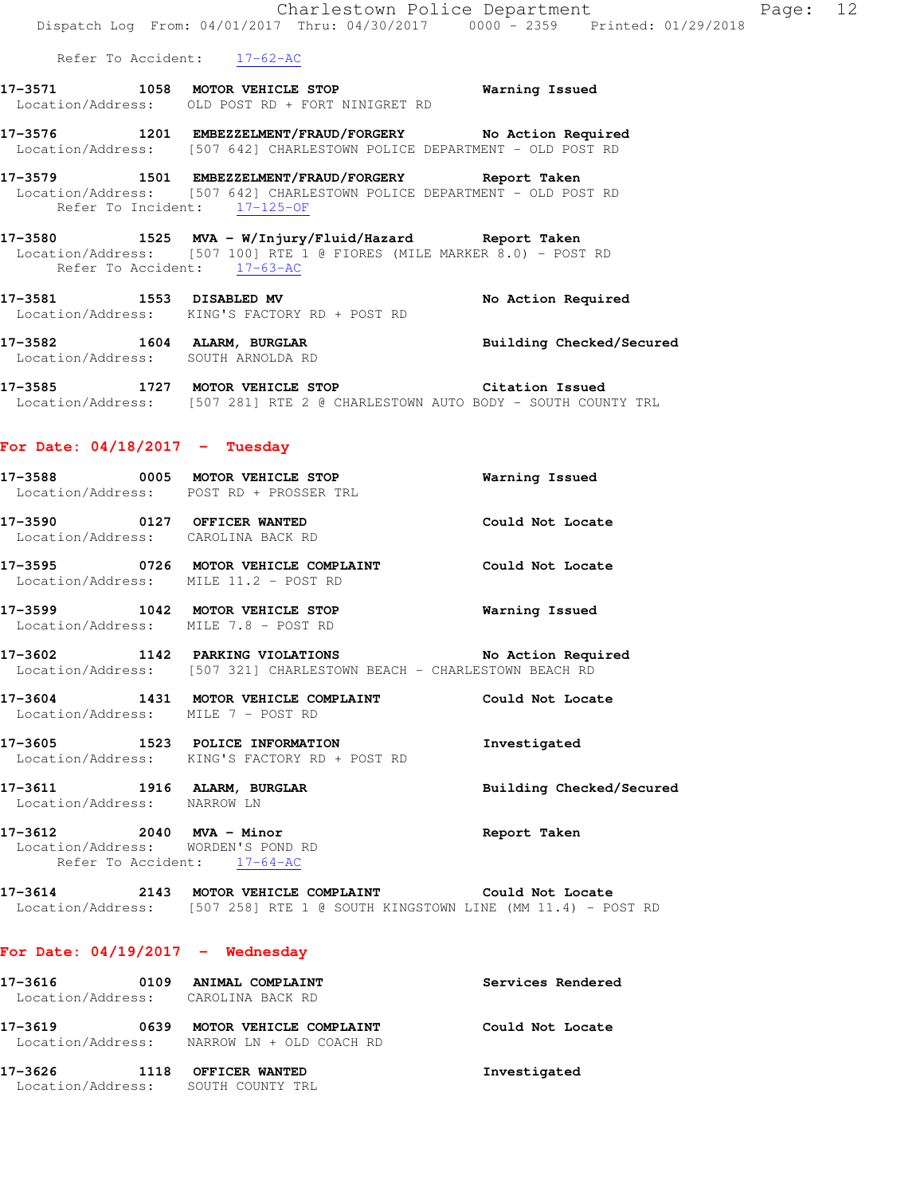Refer To Accident: 17-62-AC

**17-3571** 1058 **MOTOR VEHICLE STOP** **Warning Issued**
Location/Address: OLD POST RD + FORT NINIGRET RD

**17-3576** 1201 **EMBEZZELMENT/FRAUD/FORGERY** **No Action Required**
Location/Address: [507 642] CHARLESTOWN POLICE DEPARTMENT - OLD POST RD

**17-3579** 1501 **EMBEZZELMENT/FRAUD/FORGERY** **Report Taken**
Location/Address: [507 642] CHARLESTOWN POLICE DEPARTMENT - OLD POST RD
Refer To Incident: 17-125-OF

**17-3580** 1525 **MVA - W/Injury/Fluid/Hazard** **Report Taken**
Location/Address: [507 100] RTE 1 @ FIORES (MILE MARKER 8.0) - POST RD
Refer To Accident: 17-63-AC

**17-3581** 1553 **DISABLED MV** **No Action Required**
Location/Address: KING'S FACTORY RD + POST RD

**17-3582** 1604 **ALARM, BURGLAR** **Building Checked/Secured**
Location/Address: SOUTH ARNOLDA RD

**17-3585** 1727 **MOTOR VEHICLE STOP** **Citation Issued**
Location/Address: [507 281] RTE 2 @ CHARLESTOWN AUTO BODY - SOUTH COUNTY TRL

## For Date: 04/18/2017 - Tuesday

**17-3588** 0005 **MOTOR VEHICLE STOP** **Warning Issued**
Location/Address: POST RD + PROSSER TRL

**17-3590** 0127 **OFFICER WANTED** **Could Not Locate**
Location/Address: CAROLINA BACK RD

**17-3595** 0726 **MOTOR VEHICLE COMPLAINT** **Could Not Locate**
Location/Address: MILE 11.2 - POST RD

**17-3599** 1042 **MOTOR VEHICLE STOP** **Warning Issued**
Location/Address: MILE 7.8 - POST RD

**17-3602** 1142 **PARKING VIOLATIONS** **No Action Required**
Location/Address: [507 321] CHARLESTOWN BEACH - CHARLESTOWN BEACH RD

**17-3604** 1431 **MOTOR VEHICLE COMPLAINT** **Could Not Locate**
Location/Address: MILE 7 - POST RD

**17-3605** 1523 **POLICE INFORMATION** **Investigated**
Location/Address: KING'S FACTORY RD + POST RD

**17-3611** 1916 **ALARM, BURGLAR** **Building Checked/Secured**
Location/Address: NARROW LN

**17-3612** 2040 **MVA - Minor** **Report Taken**
Location/Address: WORDEN'S POND RD
Refer To Accident: 17-64-AC

**17-3614** 2143 **MOTOR VEHICLE COMPLAINT** **Could Not Locate**
Location/Address: [507 258] RTE 1 @ SOUTH KINGSTOWN LINE (MM 11.4) - POST RD

## For Date: 04/19/2017 - Wednesday

**17-3616** 0109 **ANIMAL COMPLAINT** **Services Rendered**
Location/Address: CAROLINA BACK RD

**17-3619** 0639 **MOTOR VEHICLE COMPLAINT** **Could Not Locate**
Location/Address: NARROW LN + OLD COACH RD

**17-3626** 1118 **OFFICER WANTED** **Investigated**
Location/Address: SOUTH COUNTY TRL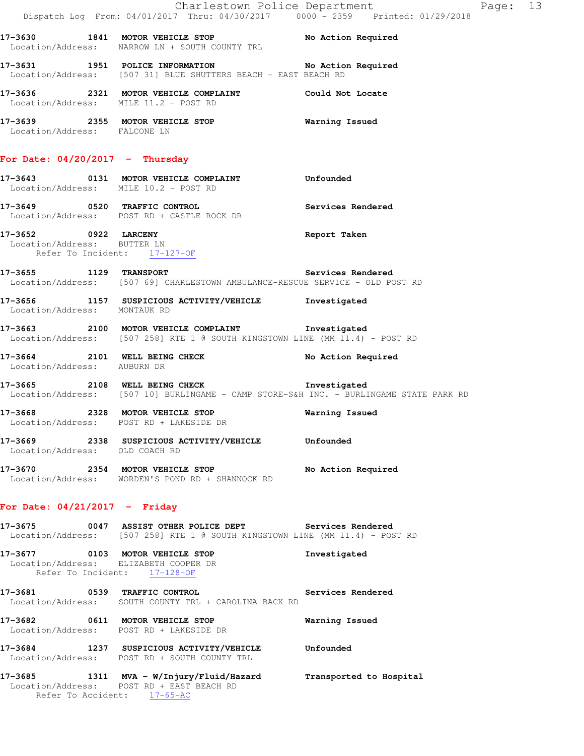**17-3630 1841 MOTOR VEHICLE STOP** — No Action Required
Location/Address: NARROW LN + SOUTH COUNTY TRL

**17-3631 1951 POLICE INFORMATION** — No Action Required
Location/Address: [507 31] BLUE SHUTTERS BEACH - EAST BEACH RD

**17-3636 2321 MOTOR VEHICLE COMPLAINT** — Could Not Locate
Location/Address: MILE 11.2 - POST RD

**17-3639 2355 MOTOR VEHICLE STOP** — Warning Issued
Location/Address: FALCONE LN

## For Date: 04/20/2017 - Thursday

**17-3643 0131 MOTOR VEHICLE COMPLAINT** — Unfounded
Location/Address: MILE 10.2 - POST RD

**17-3649 0520 TRAFFIC CONTROL** — Services Rendered
Location/Address: POST RD + CASTLE ROCK DR

**17-3652 0922 LARCENY** — Report Taken
Location/Address: BUTTER LN
Refer To Incident: 17-127-OF

**17-3655 1129 TRANSPORT** — Services Rendered
Location/Address: [507 69] CHARLESTOWN AMBULANCE-RESCUE SERVICE - OLD POST RD

**17-3656 1157 SUSPICIOUS ACTIVITY/VEHICLE** — Investigated
Location/Address: MONTAUK RD

**17-3663 2100 MOTOR VEHICLE COMPLAINT** — Investigated
Location/Address: [507 258] RTE 1 @ SOUTH KINGSTOWN LINE (MM 11.4) - POST RD

**17-3664 2101 WELL BEING CHECK** — No Action Required
Location/Address: AUBURN DR

**17-3665 2108 WELL BEING CHECK** — Investigated
Location/Address: [507 10] BURLINGAME - CAMP STORE-S&H INC. - BURLINGAME STATE PARK RD

**17-3668 2328 MOTOR VEHICLE STOP** — Warning Issued
Location/Address: POST RD + LAKESIDE DR

**17-3669 2338 SUSPICIOUS ACTIVITY/VEHICLE** — Unfounded
Location/Address: OLD COACH RD

**17-3670 2354 MOTOR VEHICLE STOP** — No Action Required
Location/Address: WORDEN'S POND RD + SHANNOCK RD

## For Date: 04/21/2017 - Friday

**17-3675 0047 ASSIST OTHER POLICE DEPT** — Services Rendered
Location/Address: [507 258] RTE 1 @ SOUTH KINGSTOWN LINE (MM 11.4) - POST RD

**17-3677 0103 MOTOR VEHICLE STOP** — Investigated
Location/Address: ELIZABETH COOPER DR
Refer To Incident: 17-128-OF

**17-3681 0539 TRAFFIC CONTROL** — Services Rendered
Location/Address: SOUTH COUNTY TRL + CAROLINA BACK RD

**17-3682 0611 MOTOR VEHICLE STOP** — Warning Issued
Location/Address: POST RD + LAKESIDE DR

**17-3684 1237 SUSPICIOUS ACTIVITY/VEHICLE** — Unfounded
Location/Address: POST RD + SOUTH COUNTY TRL

**17-3685 1311 MVA - W/Injury/Fluid/Hazard** — Transported to Hospital
Location/Address: POST RD + EAST BEACH RD
Refer To Accident: 17-65-AC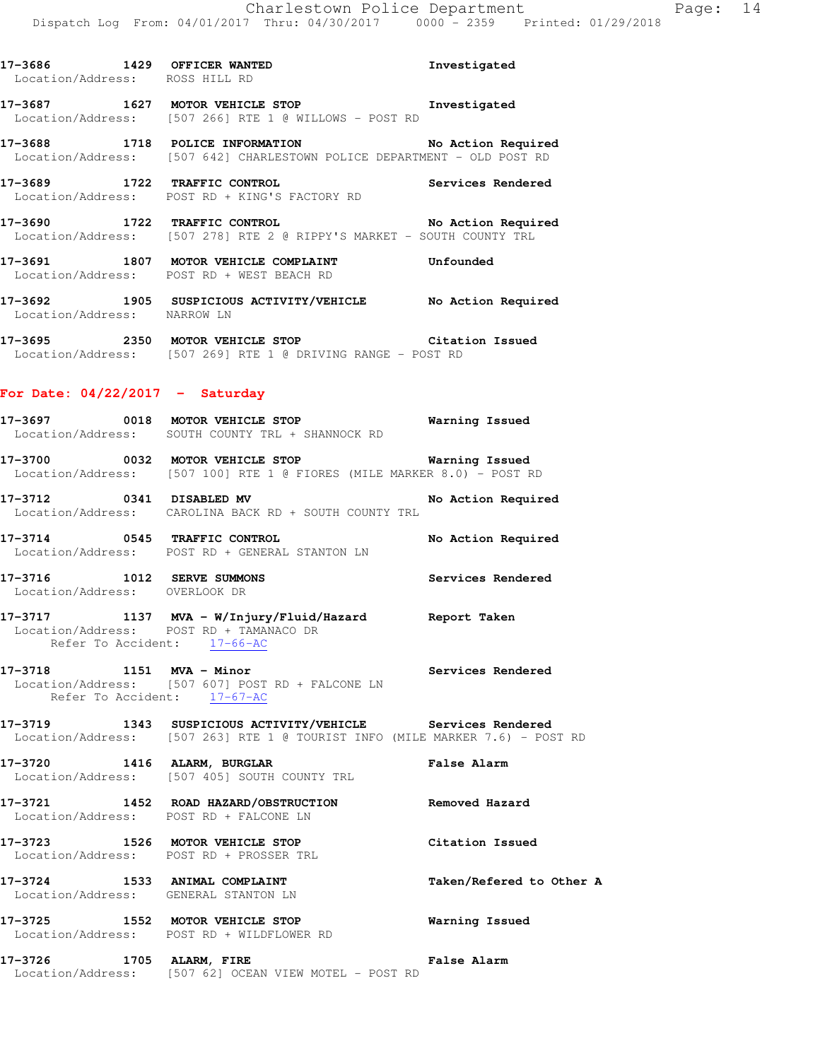17-3686 1429 OFFICER WANTED Investigated
Location/Address: ROSS HILL RD

17-3687 1627 MOTOR VEHICLE STOP Investigated
Location/Address: [507 266] RTE 1 @ WILLOWS - POST RD

17-3688 1718 POLICE INFORMATION No Action Required
Location/Address: [507 642] CHARLESTOWN POLICE DEPARTMENT - OLD POST RD

17-3689 1722 TRAFFIC CONTROL Services Rendered
Location/Address: POST RD + KING'S FACTORY RD

17-3690 1722 TRAFFIC CONTROL No Action Required
Location/Address: [507 278] RTE 2 @ RIPPY'S MARKET - SOUTH COUNTY TRL

17-3691 1807 MOTOR VEHICLE COMPLAINT Unfounded
Location/Address: POST RD + WEST BEACH RD

17-3692 1905 SUSPICIOUS ACTIVITY/VEHICLE No Action Required
Location/Address: NARROW LN

17-3695 2350 MOTOR VEHICLE STOP Citation Issued
Location/Address: [507 269] RTE 1 @ DRIVING RANGE - POST RD

## For Date: 04/22/2017 - Saturday

17-3697 0018 MOTOR VEHICLE STOP Warning Issued
Location/Address: SOUTH COUNTY TRL + SHANNOCK RD

17-3700 0032 MOTOR VEHICLE STOP Warning Issued
Location/Address: [507 100] RTE 1 @ FIORES (MILE MARKER 8.0) - POST RD

17-3712 0341 DISABLED MV No Action Required
Location/Address: CAROLINA BACK RD + SOUTH COUNTY TRL

17-3714 0545 TRAFFIC CONTROL No Action Required
Location/Address: POST RD + GENERAL STANTON LN

17-3716 1012 SERVE SUMMONS Services Rendered
Location/Address: OVERLOOK DR

17-3717 1137 MVA - W/Injury/Fluid/Hazard Report Taken
Location/Address: POST RD + TAMANACO DR
Refer To Accident: 17-66-AC

17-3718 1151 MVA - Minor Services Rendered
Location/Address: [507 607] POST RD + FALCONE LN
Refer To Accident: 17-67-AC

17-3719 1343 SUSPICIOUS ACTIVITY/VEHICLE Services Rendered
Location/Address: [507 263] RTE 1 @ TOURIST INFO (MILE MARKER 7.6) - POST RD

17-3720 1416 ALARM, BURGLAR False Alarm
Location/Address: [507 405] SOUTH COUNTY TRL

17-3721 1452 ROAD HAZARD/OBSTRUCTION Removed Hazard
Location/Address: POST RD + FALCONE LN

17-3723 1526 MOTOR VEHICLE STOP Citation Issued
Location/Address: POST RD + PROSSER TRL

17-3724 1533 ANIMAL COMPLAINT Taken/Refered to Other A
Location/Address: GENERAL STANTON LN

17-3725 1552 MOTOR VEHICLE STOP Warning Issued
Location/Address: POST RD + WILDFLOWER RD

17-3726 1705 ALARM, FIRE False Alarm
Location/Address: [507 62] OCEAN VIEW MOTEL - POST RD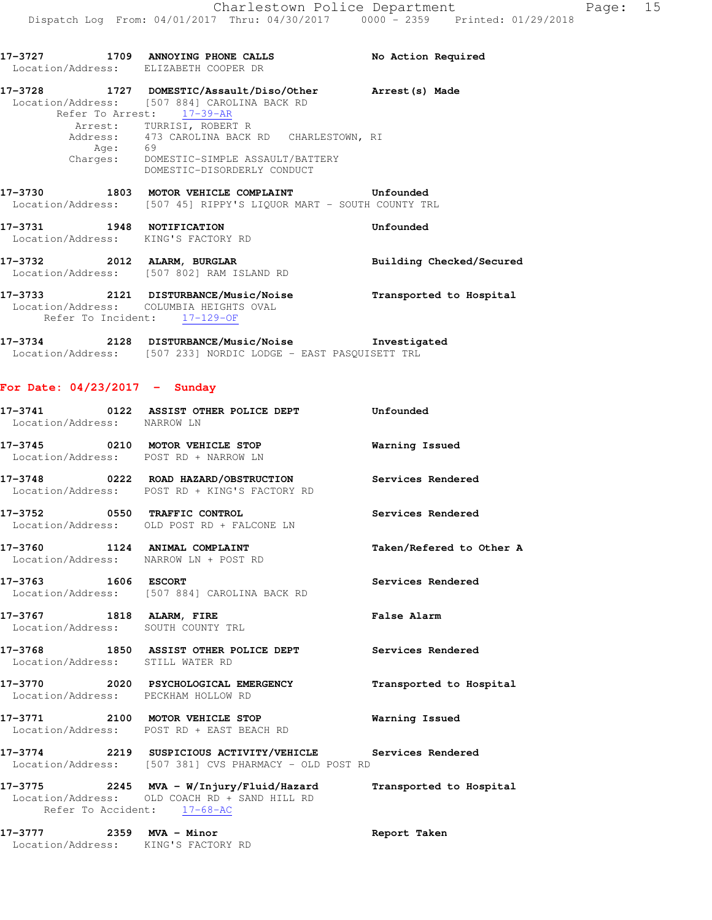17-3727 1709 **ANNOYING PHONE CALLS** No Action Required
Location/Address: ELIZABETH COOPER DR

17-3728 1727 **DOMESTIC/Assault/Diso/Other** Arrest(s) Made
Location/Address: [507 884] CAROLINA BACK RD
Refer To Arrest: 17-39-AR
Arrest: TURRISI, ROBERT R
Address: 473 CAROLINA BACK RD CHARLESTOWN, RI
Age: 69
Charges: DOMESTIC-SIMPLE ASSAULT/BATTERY
DOMESTIC-DISORDERLY CONDUCT

17-3730 1803 **MOTOR VEHICLE COMPLAINT** Unfounded
Location/Address: [507 45] RIPPY'S LIQUOR MART - SOUTH COUNTY TRL

17-3731 1948 **NOTIFICATION** Unfounded
Location/Address: KING'S FACTORY RD

17-3732 2012 **ALARM, BURGLAR** Building Checked/Secured
Location/Address: [507 802] RAM ISLAND RD

17-3733 2121 **DISTURBANCE/Music/Noise** Transported to Hospital
Location/Address: COLUMBIA HEIGHTS OVAL
Refer To Incident: 17-129-OF

17-3734 2128 **DISTURBANCE/Music/Noise** Investigated
Location/Address: [507 233] NORDIC LODGE - EAST PASQUISETT TRL

## For Date: 04/23/2017 - Sunday

17-3741 0122 **ASSIST OTHER POLICE DEPT** Unfounded
Location/Address: NARROW LN

17-3745 0210 **MOTOR VEHICLE STOP** Warning Issued
Location/Address: POST RD + NARROW LN

17-3748 0222 **ROAD HAZARD/OBSTRUCTION** Services Rendered
Location/Address: POST RD + KING'S FACTORY RD

17-3752 0550 **TRAFFIC CONTROL** Services Rendered
Location/Address: OLD POST RD + FALCONE LN

17-3760 1124 **ANIMAL COMPLAINT** Taken/Refered to Other A
Location/Address: NARROW LN + POST RD

17-3763 1606 **ESCORT** Services Rendered
Location/Address: [507 884] CAROLINA BACK RD

17-3767 1818 **ALARM, FIRE** False Alarm
Location/Address: SOUTH COUNTY TRL

17-3768 1850 **ASSIST OTHER POLICE DEPT** Services Rendered
Location/Address: STILL WATER RD

17-3770 2020 **PSYCHOLOGICAL EMERGENCY** Transported to Hospital
Location/Address: PECKHAM HOLLOW RD

17-3771 2100 **MOTOR VEHICLE STOP** Warning Issued
Location/Address: POST RD + EAST BEACH RD

17-3774 2219 **SUSPICIOUS ACTIVITY/VEHICLE** Services Rendered
Location/Address: [507 381] CVS PHARMACY - OLD POST RD

17-3775 2245 **MVA - W/Injury/Fluid/Hazard** Transported to Hospital
Location/Address: OLD COACH RD + SAND HILL RD
Refer To Accident: 17-68-AC

17-3777 2359 **MVA - Minor** Report Taken
Location/Address: KING'S FACTORY RD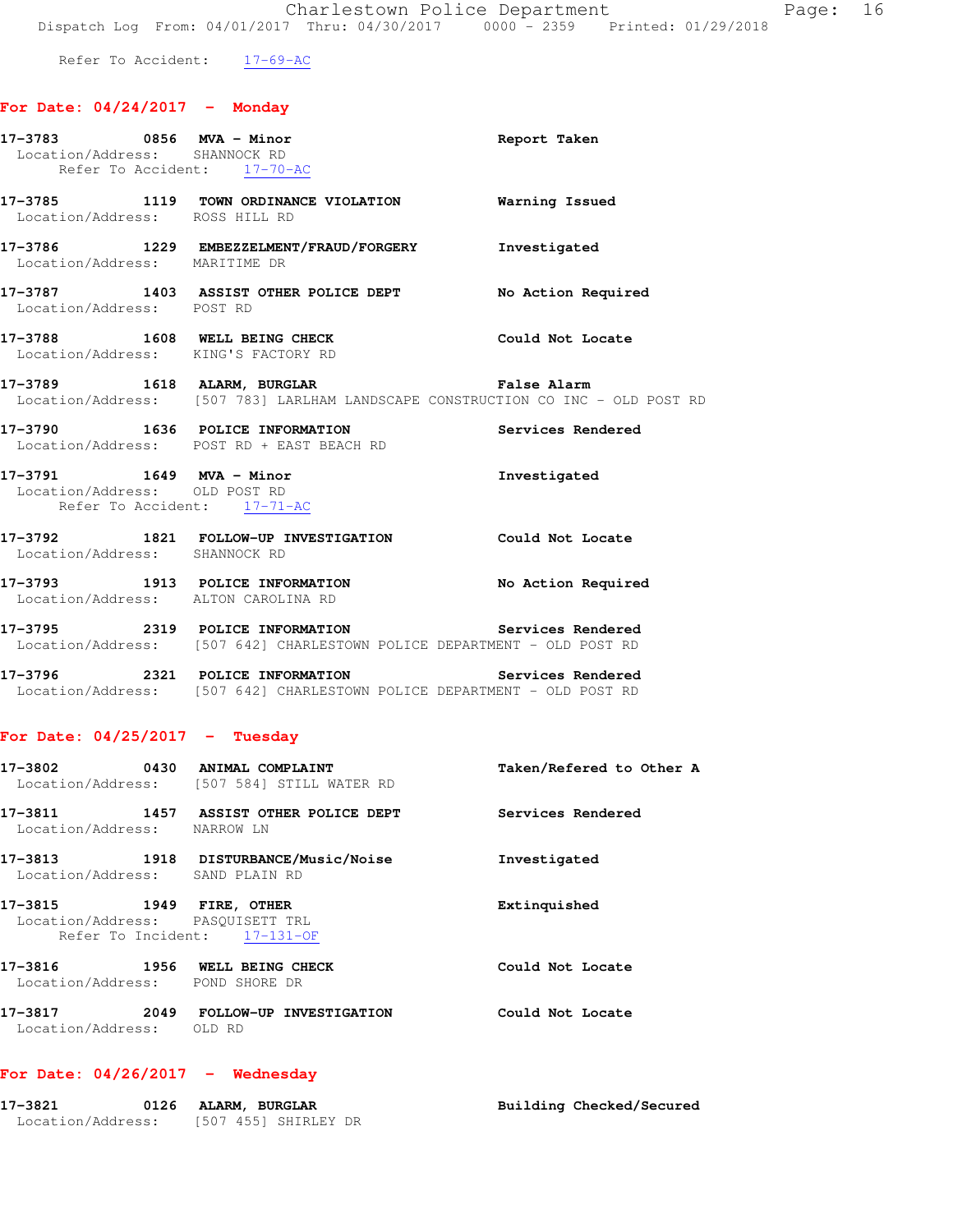Refer To Accident: 17-69-AC

## For Date: 04/24/2017 - Monday

**17-3783 0856 MVA - Minor** Report Taken
Location/Address: SHANNOCK RD
Refer To Accident: 17-70-AC

**17-3785 1119 TOWN ORDINANCE VIOLATION** Warning Issued
Location/Address: ROSS HILL RD

**17-3786 1229 EMBEZZELMENT/FRAUD/FORGERY** Investigated
Location/Address: MARITIME DR

**17-3787 1403 ASSIST OTHER POLICE DEPT** No Action Required
Location/Address: POST RD

**17-3788 1608 WELL BEING CHECK** Could Not Locate
Location/Address: KING'S FACTORY RD

**17-3789 1618 ALARM, BURGLAR** False Alarm
Location/Address: [507 783] LARLHAM LANDSCAPE CONSTRUCTION CO INC - OLD POST RD

**17-3790 1636 POLICE INFORMATION** Services Rendered
Location/Address: POST RD + EAST BEACH RD

**17-3791 1649 MVA - Minor** Investigated
Location/Address: OLD POST RD
Refer To Accident: 17-71-AC

**17-3792 1821 FOLLOW-UP INVESTIGATION** Could Not Locate
Location/Address: SHANNOCK RD

**17-3793 1913 POLICE INFORMATION** No Action Required
Location/Address: ALTON CAROLINA RD

**17-3795 2319 POLICE INFORMATION** Services Rendered
Location/Address: [507 642] CHARLESTOWN POLICE DEPARTMENT - OLD POST RD

**17-3796 2321 POLICE INFORMATION** Services Rendered
Location/Address: [507 642] CHARLESTOWN POLICE DEPARTMENT - OLD POST RD

## For Date: 04/25/2017 - Tuesday

**17-3802 0430 ANIMAL COMPLAINT** Taken/Refered to Other A
Location/Address: [507 584] STILL WATER RD

**17-3811 1457 ASSIST OTHER POLICE DEPT** Services Rendered
Location/Address: NARROW LN

**17-3813 1918 DISTURBANCE/Music/Noise** Investigated
Location/Address: SAND PLAIN RD

**17-3815 1949 FIRE, OTHER** Extinquished
Location/Address: PASQUISETT TRL
Refer To Incident: 17-131-OF

**17-3816 1956 WELL BEING CHECK** Could Not Locate
Location/Address: POND SHORE DR

**17-3817 2049 FOLLOW-UP INVESTIGATION** Could Not Locate
Location/Address: OLD RD

## For Date: 04/26/2017 - Wednesday

**17-3821 0126 ALARM, BURGLAR** Building Checked/Secured
Location/Address: [507 455] SHIRLEY DR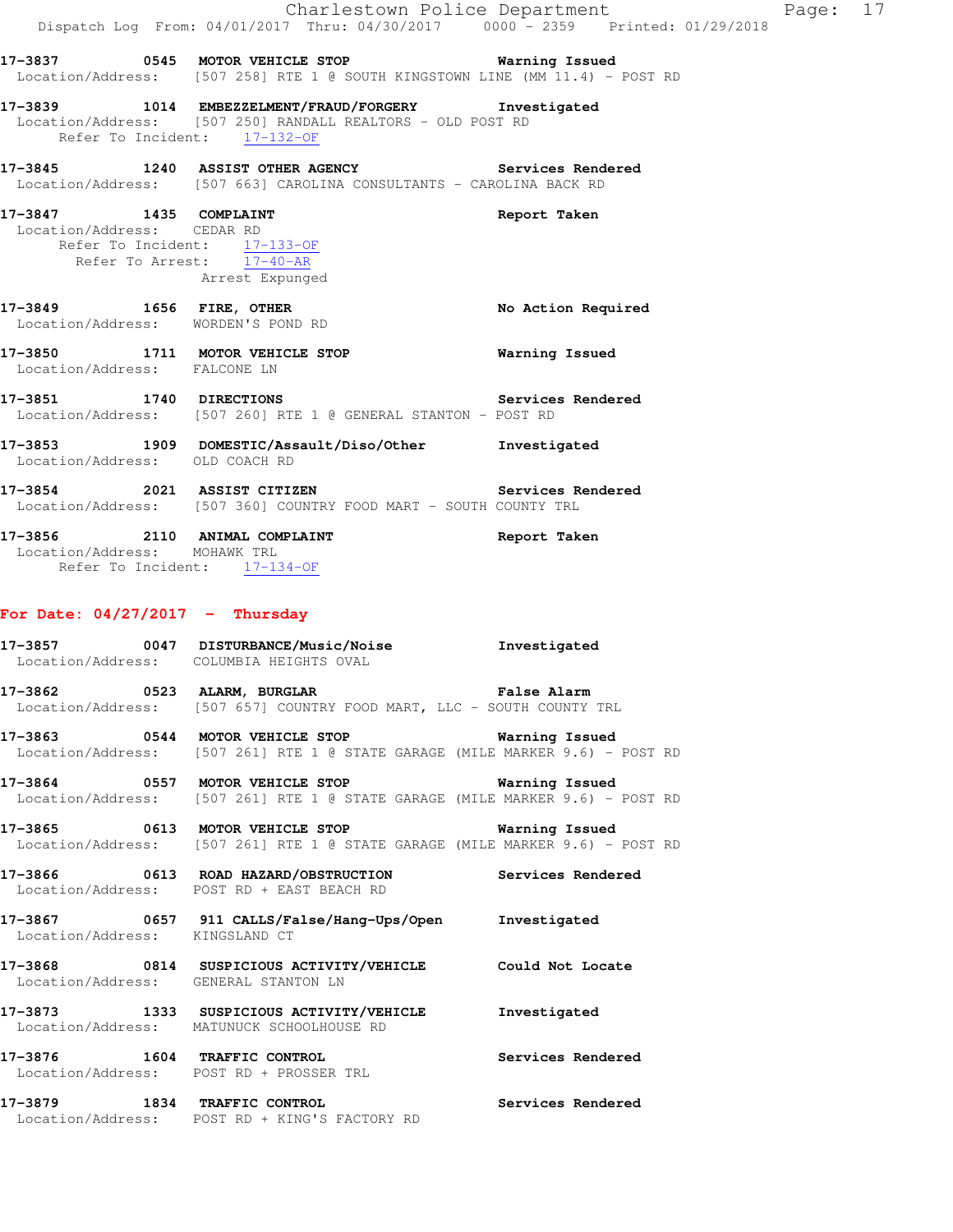**17-3837 0545 MOTOR VEHICLE STOP** Warning Issued
Location/Address: [507 258] RTE 1 @ SOUTH KINGSTOWN LINE (MM 11.4) - POST RD

**17-3839 1014 EMBEZZELMENT/FRAUD/FORGERY** Investigated
Location/Address: [507 250] RANDALL REALTORS - OLD POST RD
Refer To Incident: 17-132-OF

**17-3845 1240 ASSIST OTHER AGENCY** Services Rendered
Location/Address: [507 663] CAROLINA CONSULTANTS - CAROLINA BACK RD

**17-3847 1435 COMPLAINT** Report Taken
Location/Address: CEDAR RD
Refer To Incident: 17-133-OF
Refer To Arrest: 17-40-AR
Arrest Expunged

**17-3849 1656 FIRE, OTHER** No Action Required
Location/Address: WORDEN'S POND RD

**17-3850 1711 MOTOR VEHICLE STOP** Warning Issued
Location/Address: FALCONE LN

**17-3851 1740 DIRECTIONS** Services Rendered
Location/Address: [507 260] RTE 1 @ GENERAL STANTON - POST RD

**17-3853 1909 DOMESTIC/Assault/Diso/Other** Investigated
Location/Address: OLD COACH RD

**17-3854 2021 ASSIST CITIZEN** Services Rendered
Location/Address: [507 360] COUNTRY FOOD MART - SOUTH COUNTY TRL

**17-3856 2110 ANIMAL COMPLAINT** Report Taken
Location/Address: MOHAWK TRL
Refer To Incident: 17-134-OF

## For Date: 04/27/2017 - Thursday

**17-3857 0047 DISTURBANCE/Music/Noise** Investigated
Location/Address: COLUMBIA HEIGHTS OVAL

**17-3862 0523 ALARM, BURGLAR** False Alarm
Location/Address: [507 657] COUNTRY FOOD MART, LLC - SOUTH COUNTY TRL

**17-3863 0544 MOTOR VEHICLE STOP** Warning Issued
Location/Address: [507 261] RTE 1 @ STATE GARAGE (MILE MARKER 9.6) - POST RD

**17-3864 0557 MOTOR VEHICLE STOP** Warning Issued
Location/Address: [507 261] RTE 1 @ STATE GARAGE (MILE MARKER 9.6) - POST RD

**17-3865 0613 MOTOR VEHICLE STOP** Warning Issued
Location/Address: [507 261] RTE 1 @ STATE GARAGE (MILE MARKER 9.6) - POST RD

**17-3866 0613 ROAD HAZARD/OBSTRUCTION** Services Rendered
Location/Address: POST RD + EAST BEACH RD

**17-3867 0657 911 CALLS/False/Hang-Ups/Open** Investigated
Location/Address: KINGSLAND CT

**17-3868 0814 SUSPICIOUS ACTIVITY/VEHICLE** Could Not Locate
Location/Address: GENERAL STANTON LN

**17-3873 1333 SUSPICIOUS ACTIVITY/VEHICLE** Investigated
Location/Address: MATUNUCK SCHOOLHOUSE RD

**17-3876 1604 TRAFFIC CONTROL** Services Rendered
Location/Address: POST RD + PROSSER TRL

**17-3879 1834 TRAFFIC CONTROL** Services Rendered
Location/Address: POST RD + KING'S FACTORY RD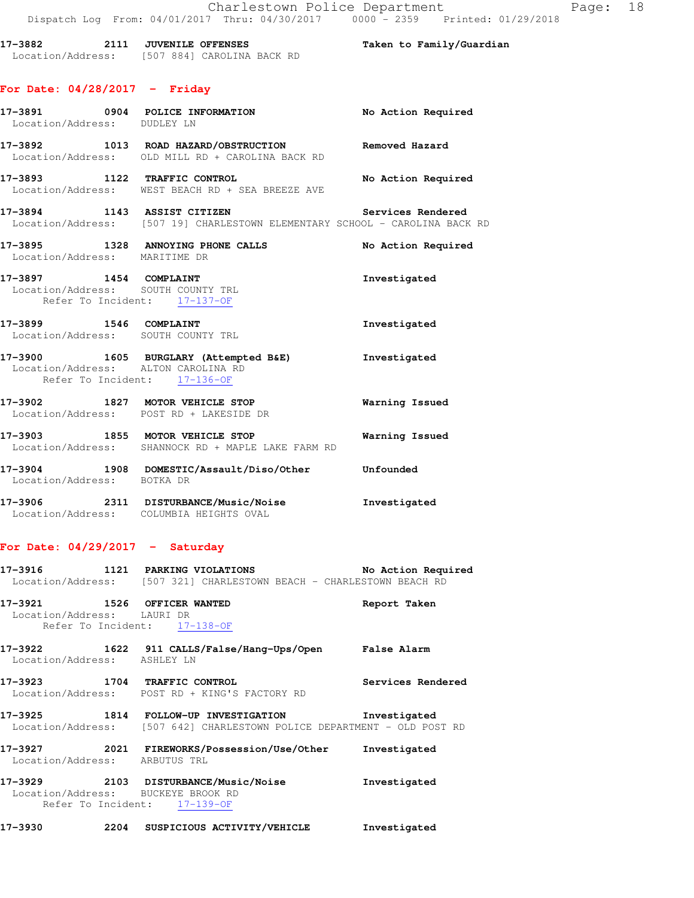17-3882 2111 JUVENILE OFFENSES Taken to Family/Guardian
Location/Address: [507 884] CAROLINA BACK RD

## For Date: 04/28/2017 - Friday

17-3891 0904 POLICE INFORMATION No Action Required
Location/Address: DUDLEY LN

17-3892 1013 ROAD HAZARD/OBSTRUCTION Removed Hazard
Location/Address: OLD MILL RD + CAROLINA BACK RD

17-3893 1122 TRAFFIC CONTROL No Action Required
Location/Address: WEST BEACH RD + SEA BREEZE AVE

17-3894 1143 ASSIST CITIZEN Services Rendered
Location/Address: [507 19] CHARLESTOWN ELEMENTARY SCHOOL - CAROLINA BACK RD

17-3895 1328 ANNOYING PHONE CALLS No Action Required
Location/Address: MARITIME DR

17-3897 1454 COMPLAINT Investigated
Location/Address: SOUTH COUNTY TRL
Refer To Incident: 17-137-OF

17-3899 1546 COMPLAINT Investigated
Location/Address: SOUTH COUNTY TRL

17-3900 1605 BURGLARY (Attempted B&E) Investigated
Location/Address: ALTON CAROLINA RD
Refer To Incident: 17-136-OF

17-3902 1827 MOTOR VEHICLE STOP Warning Issued
Location/Address: POST RD + LAKESIDE DR

17-3903 1855 MOTOR VEHICLE STOP Warning Issued
Location/Address: SHANNOCK RD + MAPLE LAKE FARM RD

17-3904 1908 DOMESTIC/Assault/Diso/Other Unfounded
Location/Address: BOTKA DR

17-3906 2311 DISTURBANCE/Music/Noise Investigated
Location/Address: COLUMBIA HEIGHTS OVAL

## For Date: 04/29/2017 - Saturday

17-3916 1121 PARKING VIOLATIONS No Action Required
Location/Address: [507 321] CHARLESTOWN BEACH - CHARLESTOWN BEACH RD

17-3921 1526 OFFICER WANTED Report Taken
Location/Address: LAURI DR
Refer To Incident: 17-138-OF

17-3922 1622 911 CALLS/False/Hang-Ups/Open False Alarm
Location/Address: ASHLEY LN

17-3923 1704 TRAFFIC CONTROL Services Rendered
Location/Address: POST RD + KING'S FACTORY RD

17-3925 1814 FOLLOW-UP INVESTIGATION Investigated
Location/Address: [507 642] CHARLESTOWN POLICE DEPARTMENT - OLD POST RD

17-3927 2021 FIREWORKS/Possession/Use/Other Investigated
Location/Address: ARBUTUS TRL

17-3929 2103 DISTURBANCE/Music/Noise Investigated
Location/Address: BUCKEYE BROOK RD
Refer To Incident: 17-139-OF

17-3930 2204 SUSPICIOUS ACTIVITY/VEHICLE Investigated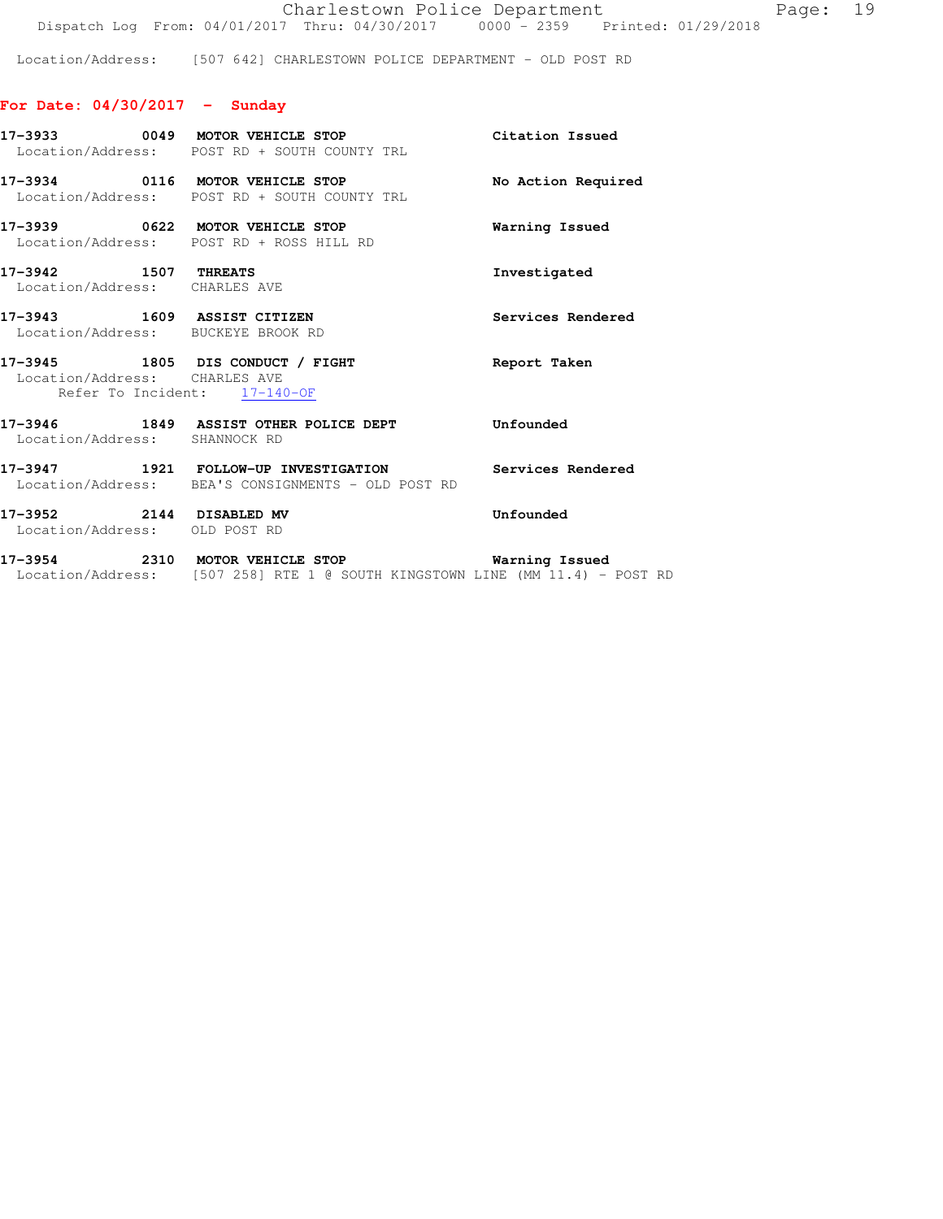Location/Address: [507 642] CHARLESTOWN POLICE DEPARTMENT - OLD POST RD

## For Date: 04/30/2017 - Sunday

**17-3933 0049 MOTOR VEHICLE STOP** — **Citation Issued**
Location/Address: POST RD + SOUTH COUNTY TRL

**17-3934 0116 MOTOR VEHICLE STOP** — **No Action Required**
Location/Address: POST RD + SOUTH COUNTY TRL

**17-3939 0622 MOTOR VEHICLE STOP** — **Warning Issued**
Location/Address: POST RD + ROSS HILL RD

**17-3942 1507 THREATS** — **Investigated**
Location/Address: CHARLES AVE

**17-3943 1609 ASSIST CITIZEN** — **Services Rendered**
Location/Address: BUCKEYE BROOK RD

**17-3945 1805 DIS CONDUCT / FIGHT** — **Report Taken**
Location/Address: CHARLES AVE
Refer To Incident: 17-140-OF

**17-3946 1849 ASSIST OTHER POLICE DEPT** — **Unfounded**
Location/Address: SHANNOCK RD

**17-3947 1921 FOLLOW-UP INVESTIGATION** — **Services Rendered**
Location/Address: BEA'S CONSIGNMENTS - OLD POST RD

**17-3952 2144 DISABLED MV** — **Unfounded**
Location/Address: OLD POST RD

**17-3954 2310 MOTOR VEHICLE STOP** — **Warning Issued**
Location/Address: [507 258] RTE 1 @ SOUTH KINGSTOWN LINE (MM 11.4) - POST RD